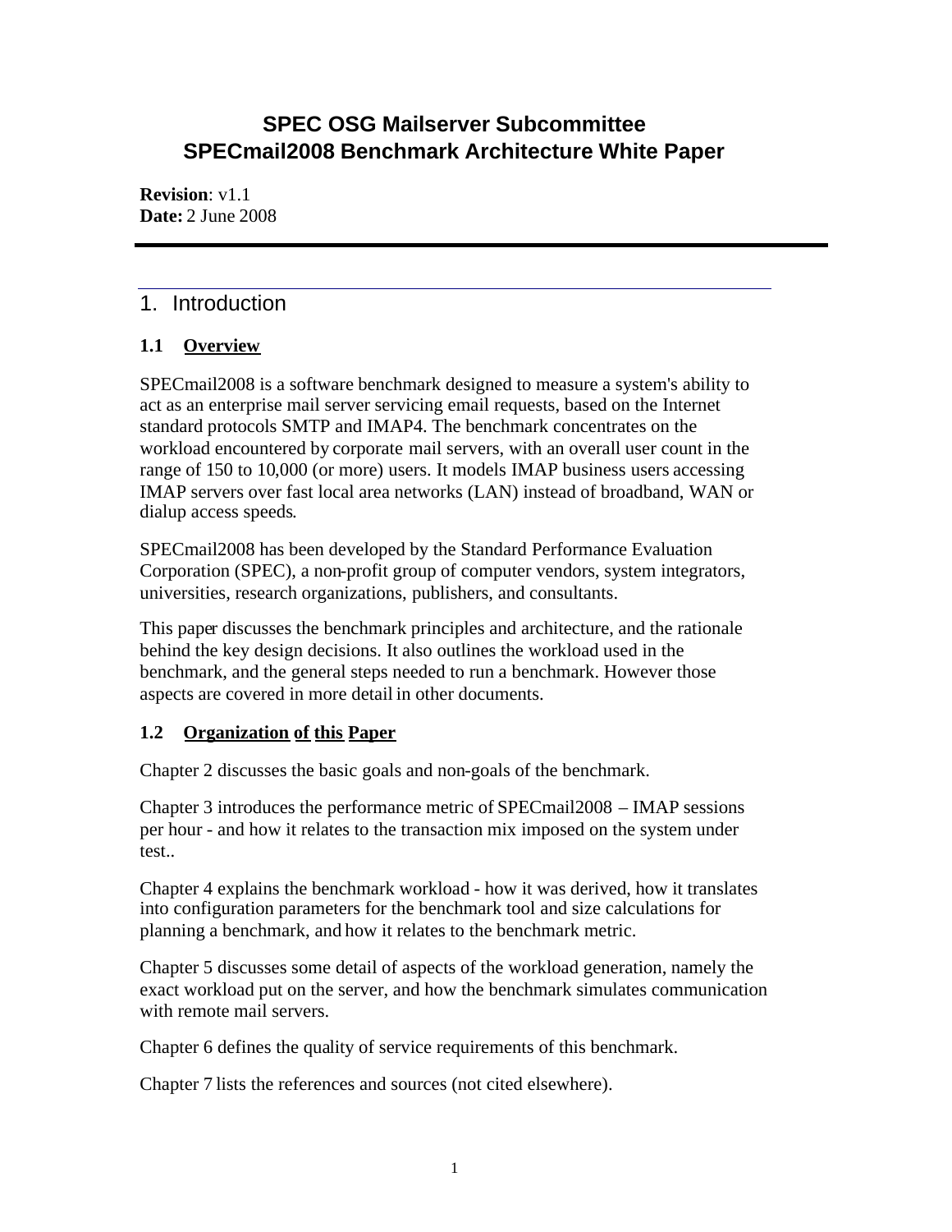# SPEC OSG Mailserver Subcommittee
# SPECmail2008 Benchmark Architecture White Paper

**Revision**: v1.1
**Date:** 2 June 2008

## 1. Introduction

### 1.1 Overview

SPECmail2008 is a software benchmark designed to measure a system's ability to act as an enterprise mail server servicing email requests, based on the Internet standard protocols SMTP and IMAP4. The benchmark concentrates on the workload encountered by corporate mail servers, with an overall user count in the range of 150 to 10,000 (or more) users. It models IMAP business users accessing IMAP servers over fast local area networks (LAN) instead of broadband, WAN or dialup access speeds.

SPECmail2008 has been developed by the Standard Performance Evaluation Corporation (SPEC), a non-profit group of computer vendors, system integrators, universities, research organizations, publishers, and consultants.

This paper discusses the benchmark principles and architecture, and the rationale behind the key design decisions. It also outlines the workload used in the benchmark, and the general steps needed to run a benchmark. However those aspects are covered in more detail in other documents.

### 1.2 Organization of this Paper

Chapter 2 discusses the basic goals and non-goals of the benchmark.

Chapter 3 introduces the performance metric of SPECmail2008 – IMAP sessions per hour - and how it relates to the transaction mix imposed on the system under test..

Chapter 4 explains the benchmark workload - how it was derived, how it translates into configuration parameters for the benchmark tool and size calculations for planning a benchmark, and how it relates to the benchmark metric.

Chapter 5 discusses some detail of aspects of the workload generation, namely the exact workload put on the server, and how the benchmark simulates communication with remote mail servers.

Chapter 6 defines the quality of service requirements of this benchmark.

Chapter 7 lists the references and sources (not cited elsewhere).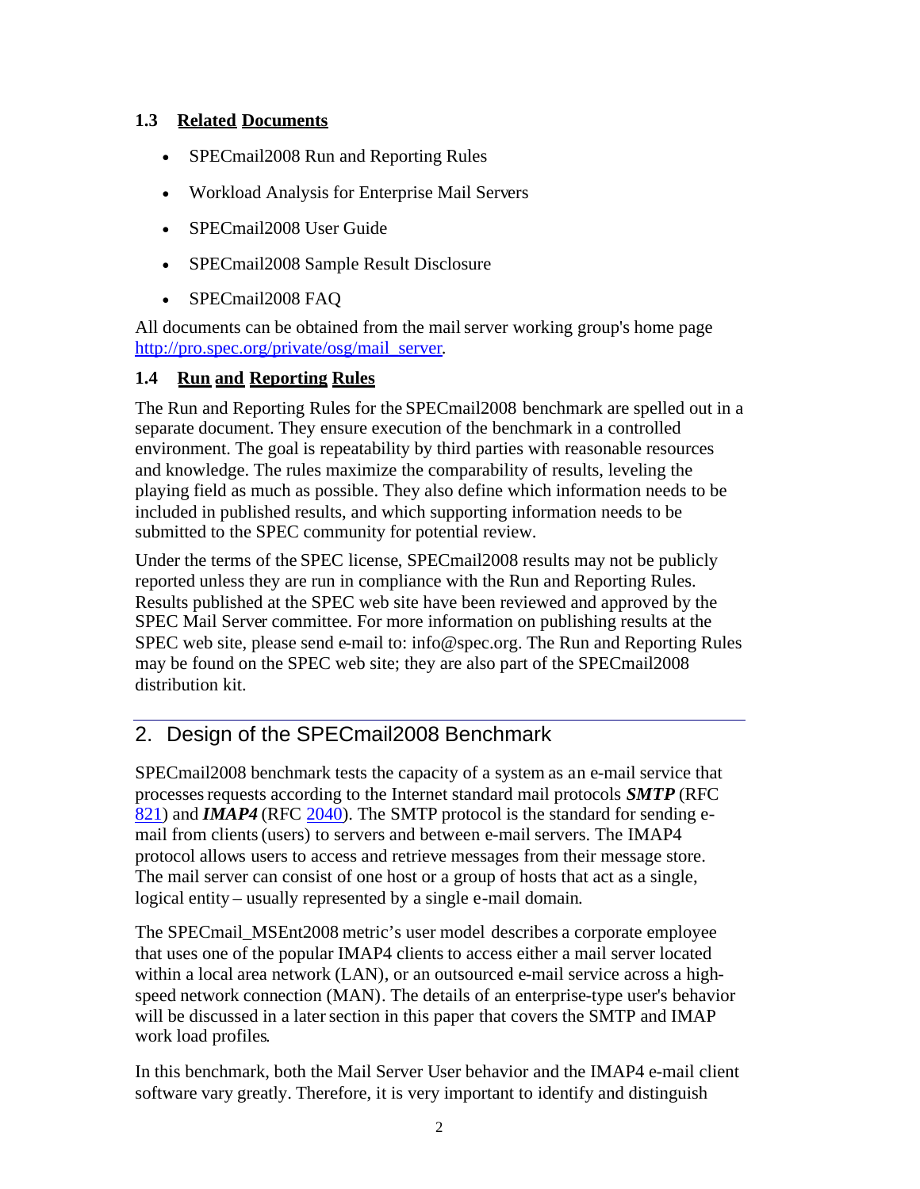### 1.3 Related Documents

- SPECmail2008 Run and Reporting Rules
- Workload Analysis for Enterprise Mail Servers
- SPECmail2008 User Guide
- SPECmail2008 Sample Result Disclosure
- SPECmail2008 FAQ

All documents can be obtained from the mail server working group's home page [http://pro.spec.org/private/osg/mail_server](http://pro.spec.org/private/osg/mail_server).

### 1.4 Run and Reporting Rules

The Run and Reporting Rules for the SPECmail2008 benchmark are spelled out in a separate document. They ensure execution of the benchmark in a controlled environment. The goal is repeatability by third parties with reasonable resources and knowledge. The rules maximize the comparability of results, leveling the playing field as much as possible. They also define which information needs to be included in published results, and which supporting information needs to be submitted to the SPEC community for potential review.

Under the terms of the SPEC license, SPECmail2008 results may not be publicly reported unless they are run in compliance with the Run and Reporting Rules. Results published at the SPEC web site have been reviewed and approved by the SPEC Mail Server committee. For more information on publishing results at the SPEC web site, please send e-mail to: info@spec.org. The Run and Reporting Rules may be found on the SPEC web site; they are also part of the SPECmail2008 distribution kit.

## 2. Design of the SPECmail2008 Benchmark

SPECmail2008 benchmark tests the capacity of a system as an e-mail service that processes requests according to the Internet standard mail protocols ***SMTP*** (RFC 821) and ***IMAP4*** (RFC 2040). The SMTP protocol is the standard for sending e-mail from clients (users) to servers and between e-mail servers. The IMAP4 protocol allows users to access and retrieve messages from their message store. The mail server can consist of one host or a group of hosts that act as a single, logical entity – usually represented by a single e-mail domain.

The SPECmail_MSEnt2008 metric's user model describes a corporate employee that uses one of the popular IMAP4 clients to access either a mail server located within a local area network (LAN), or an outsourced e-mail service across a high-speed network connection (MAN). The details of an enterprise-type user's behavior will be discussed in a later section in this paper that covers the SMTP and IMAP work load profiles.

In this benchmark, both the Mail Server User behavior and the IMAP4 e-mail client software vary greatly. Therefore, it is very important to identify and distinguish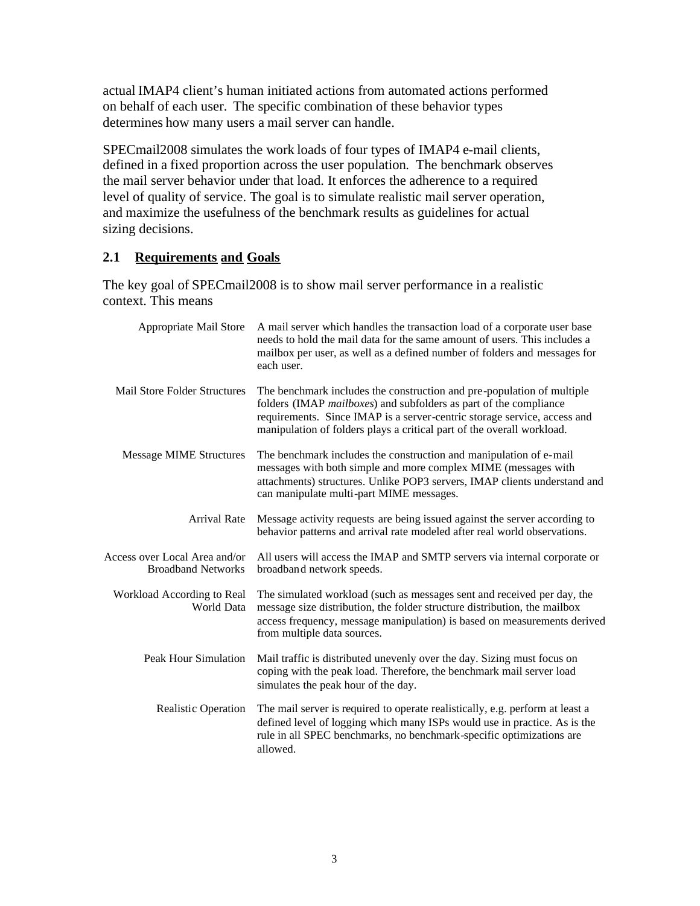actual IMAP4 client's human initiated actions from automated actions performed on behalf of each user. The specific combination of these behavior types determines how many users a mail server can handle.

SPECmail2008 simulates the work loads of four types of IMAP4 e-mail clients, defined in a fixed proportion across the user population. The benchmark observes the mail server behavior under that load. It enforces the adherence to a required level of quality of service. The goal is to simulate realistic mail server operation, and maximize the usefulness of the benchmark results as guidelines for actual sizing decisions.

## 2.1 Requirements and Goals

The key goal of SPECmail2008 is to show mail server performance in a realistic context. This means

| | |
|---|---|
| Appropriate Mail Store | A mail server which handles the transaction load of a corporate user base needs to hold the mail data for the same amount of users. This includes a mailbox per user, as well as a defined number of folders and messages for each user. |
| Mail Store Folder Structures | The benchmark includes the construction and pre-population of multiple folders (IMAP *mailboxes*) and subfolders as part of the compliance requirements. Since IMAP is a server-centric storage service, access and manipulation of folders plays a critical part of the overall workload. |
| Message MIME Structures | The benchmark includes the construction and manipulation of e-mail messages with both simple and more complex MIME (messages with attachments) structures. Unlike POP3 servers, IMAP clients understand and can manipulate multi-part MIME messages. |
| Arrival Rate | Message activity requests are being issued against the server according to behavior patterns and arrival rate modeled after real world observations. |
| Access over Local Area and/or Broadband Networks | All users will access the IMAP and SMTP servers via internal corporate or broadband network speeds. |
| Workload According to Real World Data | The simulated workload (such as messages sent and received per day, the message size distribution, the folder structure distribution, the mailbox access frequency, message manipulation) is based on measurements derived from multiple data sources. |
| Peak Hour Simulation | Mail traffic is distributed unevenly over the day. Sizing must focus on coping with the peak load. Therefore, the benchmark mail server load simulates the peak hour of the day. |
| Realistic Operation | The mail server is required to operate realistically, e.g. perform at least a defined level of logging which many ISPs would use in practice. As is the rule in all SPEC benchmarks, no benchmark-specific optimizations are allowed. |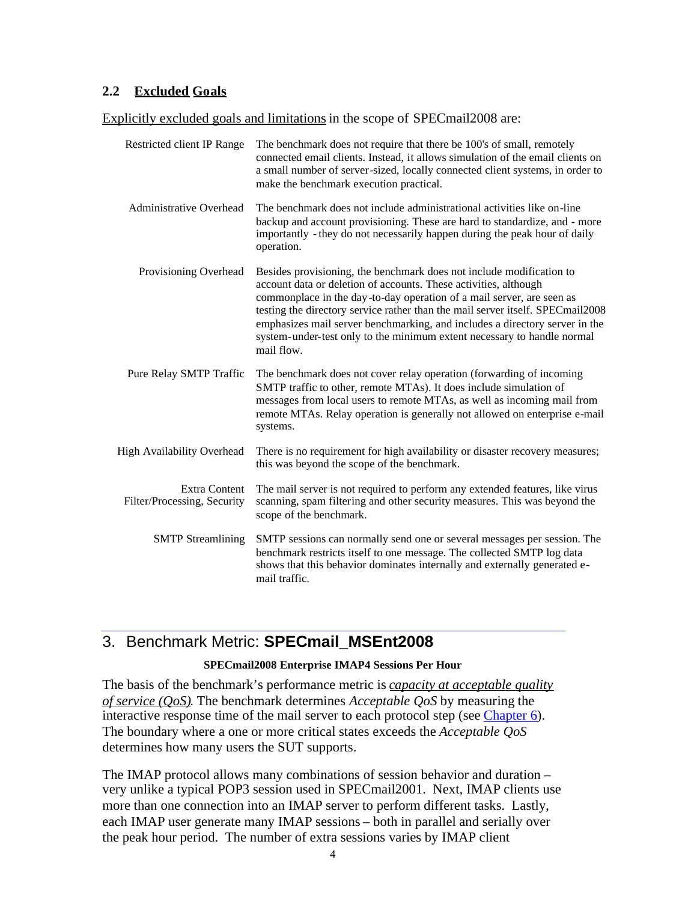## 2.2 Excluded Goals

Explicitly excluded goals and limitations in the scope of SPECmail2008 are:

| | |
|---|---|
| Restricted client IP Range | The benchmark does not require that there be 100's of small, remotely connected email clients. Instead, it allows simulation of the email clients on a small number of server-sized, locally connected client systems, in order to make the benchmark execution practical. |
| Administrative Overhead | The benchmark does not include administrational activities like on-line backup and account provisioning. These are hard to standardize, and - more importantly - they do not necessarily happen during the peak hour of daily operation. |
| Provisioning Overhead | Besides provisioning, the benchmark does not include modification to account data or deletion of accounts. These activities, although commonplace in the day-to-day operation of a mail server, are seen as testing the directory service rather than the mail server itself. SPECmail2008 emphasizes mail server benchmarking, and includes a directory server in the system-under-test only to the minimum extent necessary to handle normal mail flow. |
| Pure Relay SMTP Traffic | The benchmark does not cover relay operation (forwarding of incoming SMTP traffic to other, remote MTAs). It does include simulation of messages from local users to remote MTAs, as well as incoming mail from remote MTAs. Relay operation is generally not allowed on enterprise e-mail systems. |
| High Availability Overhead | There is no requirement for high availability or disaster recovery measures; this was beyond the scope of the benchmark. |
| Extra Content Filter/Processing, Security | The mail server is not required to perform any extended features, like virus scanning, spam filtering and other security measures. This was beyond the scope of the benchmark. |
| SMTP Streamlining | SMTP sessions can normally send one or several messages per session. The benchmark restricts itself to one message. The collected SMTP log data shows that this behavior dominates internally and externally generated e-mail traffic. |

# 3. Benchmark Metric: **SPECmail_MSEnt2008**

**SPECmail2008 Enterprise IMAP4 Sessions Per Hour**

The basis of the benchmark's performance metric is *capacity at acceptable quality of service (QoS)*. The benchmark determines *Acceptable QoS* by measuring the interactive response time of the mail server to each protocol step (see Chapter 6). The boundary where a one or more critical states exceeds the *Acceptable QoS* determines how many users the SUT supports.

The IMAP protocol allows many combinations of session behavior and duration – very unlike a typical POP3 session used in SPECmail2001. Next, IMAP clients use more than one connection into an IMAP server to perform different tasks. Lastly, each IMAP user generate many IMAP sessions – both in parallel and serially over the peak hour period. The number of extra sessions varies by IMAP client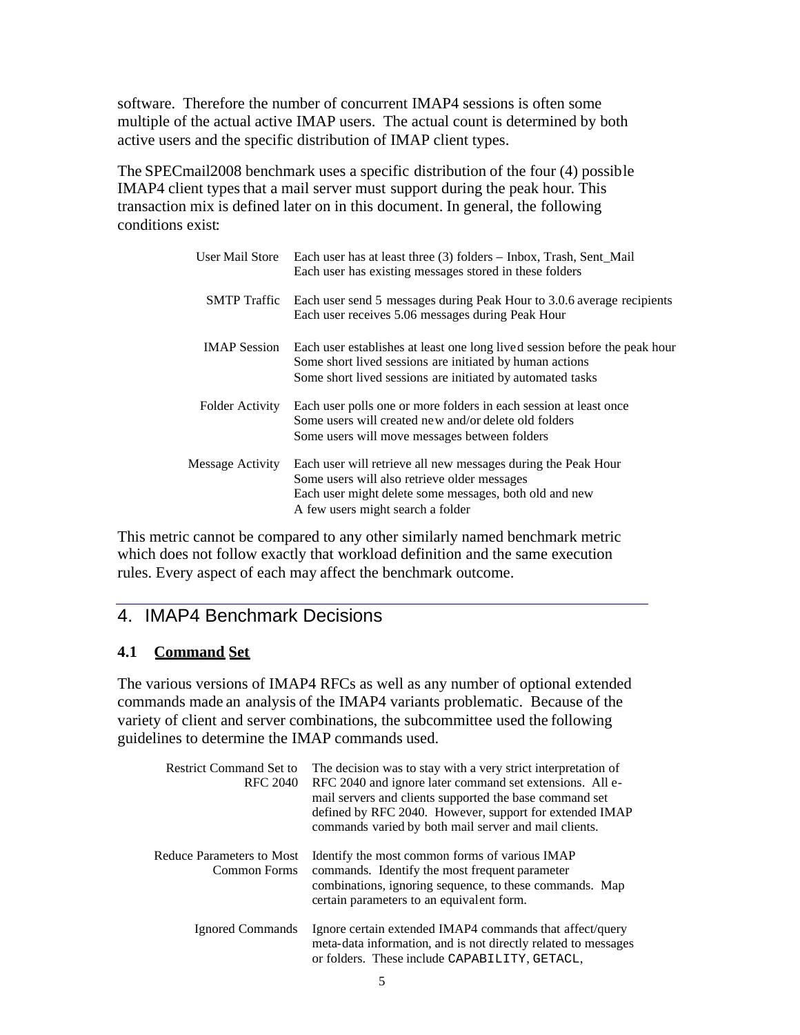software. Therefore the number of concurrent IMAP4 sessions is often some multiple of the actual active IMAP users. The actual count is determined by both active users and the specific distribution of IMAP client types.

The SPECmail2008 benchmark uses a specific distribution of the four (4) possible IMAP4 client types that a mail server must support during the peak hour. This transaction mix is defined later on in this document. In general, the following conditions exist:

| | |
|---|---|
| User Mail Store | Each user has at least three (3) folders – Inbox, Trash, Sent_Mail<br>Each user has existing messages stored in these folders |
| SMTP Traffic | Each user send 5 messages during Peak Hour to 3.0.6 average recipients<br>Each user receives 5.06 messages during Peak Hour |
| IMAP Session | Each user establishes at least one long lived session before the peak hour<br>Some short lived sessions are initiated by human actions<br>Some short lived sessions are initiated by automated tasks |
| Folder Activity | Each user polls one or more folders in each session at least once<br>Some users will created new and/or delete old folders<br>Some users will move messages between folders |
| Message Activity | Each user will retrieve all new messages during the Peak Hour<br>Some users will also retrieve older messages<br>Each user might delete some messages, both old and new<br>A few users might search a folder |

This metric cannot be compared to any other similarly named benchmark metric which does not follow exactly that workload definition and the same execution rules. Every aspect of each may affect the benchmark outcome.

## 4. IMAP4 Benchmark Decisions

### 4.1 Command Set

The various versions of IMAP4 RFCs as well as any number of optional extended commands made an analysis of the IMAP4 variants problematic. Because of the variety of client and server combinations, the subcommittee used the following guidelines to determine the IMAP commands used.

| | |
|---|---|
| Restrict Command Set to RFC 2040 | The decision was to stay with a very strict interpretation of RFC 2040 and ignore later command set extensions. All e-mail servers and clients supported the base command set defined by RFC 2040. However, support for extended IMAP commands varied by both mail server and mail clients. |
| Reduce Parameters to Most Common Forms | Identify the most common forms of various IMAP commands. Identify the most frequent parameter combinations, ignoring sequence, to these commands. Map certain parameters to an equivalent form. |
| Ignored Commands | Ignore certain extended IMAP4 commands that affect/query meta-data information, and is not directly related to messages or folders. These include `CAPABILITY`, `GETACL`, |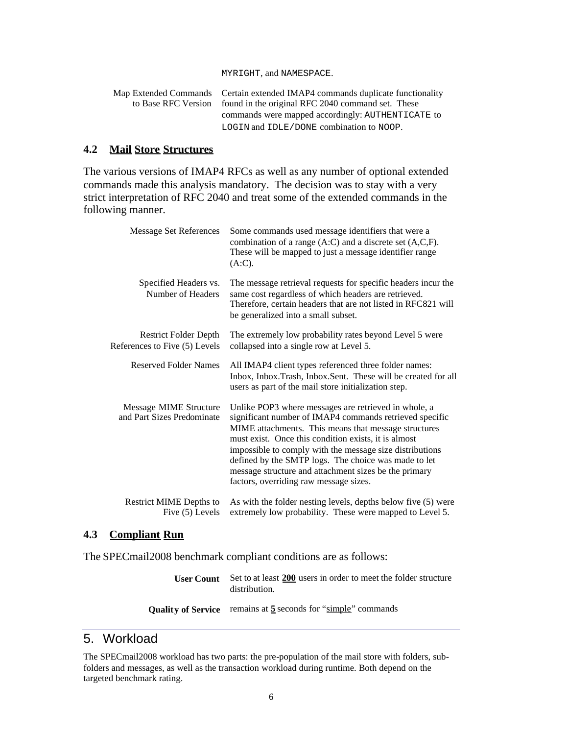MYRIGHT, and NAMESPACE.

| | |
|---|---|
| Map Extended Commands to Base RFC Version | Certain extended IMAP4 commands duplicate functionality found in the original RFC 2040 command set. These commands were mapped accordingly: AUTHENTICATE to LOGIN and IDLE/DONE combination to NOOP. |

### 4.2 Mail Store Structures

The various versions of IMAP4 RFCs as well as any number of optional extended commands made this analysis mandatory. The decision was to stay with a very strict interpretation of RFC 2040 and treat some of the extended commands in the following manner.

| | |
|---|---|
| Message Set References | Some commands used message identifiers that were a combination of a range (A:C) and a discrete set (A,C,F). These will be mapped to just a message identifier range (A:C). |
| Specified Headers vs. Number of Headers | The message retrieval requests for specific headers incur the same cost regardless of which headers are retrieved. Therefore, certain headers that are not listed in RFC821 will be generalized into a small subset. |
| Restrict Folder Depth References to Five (5) Levels | The extremely low probability rates beyond Level 5 were collapsed into a single row at Level 5. |
| Reserved Folder Names | All IMAP4 client types referenced three folder names: Inbox, Inbox.Trash, Inbox.Sent. These will be created for all users as part of the mail store initialization step. |
| Message MIME Structure and Part Sizes Predominate | Unlike POP3 where messages are retrieved in whole, a significant number of IMAP4 commands retrieved specific MIME attachments. This means that message structures must exist. Once this condition exists, it is almost impossible to comply with the message size distributions defined by the SMTP logs. The choice was made to let message structure and attachment sizes be the primary factors, overriding raw message sizes. |
| Restrict MIME Depths to Five (5) Levels | As with the folder nesting levels, depths below five (5) were extremely low probability. These were mapped to Level 5. |

### 4.3 Compliant Run

The SPECmail2008 benchmark compliant conditions are as follows:

| | |
|---|---|
| **User Count** | Set to at least **200** users in order to meet the folder structure distribution. |
| **Quality of Service** | remains at **5** seconds for "simple" commands |

## 5. Workload

The SPECmail2008 workload has two parts: the pre-population of the mail store with folders, sub-folders and messages, as well as the transaction workload during runtime. Both depend on the targeted benchmark rating.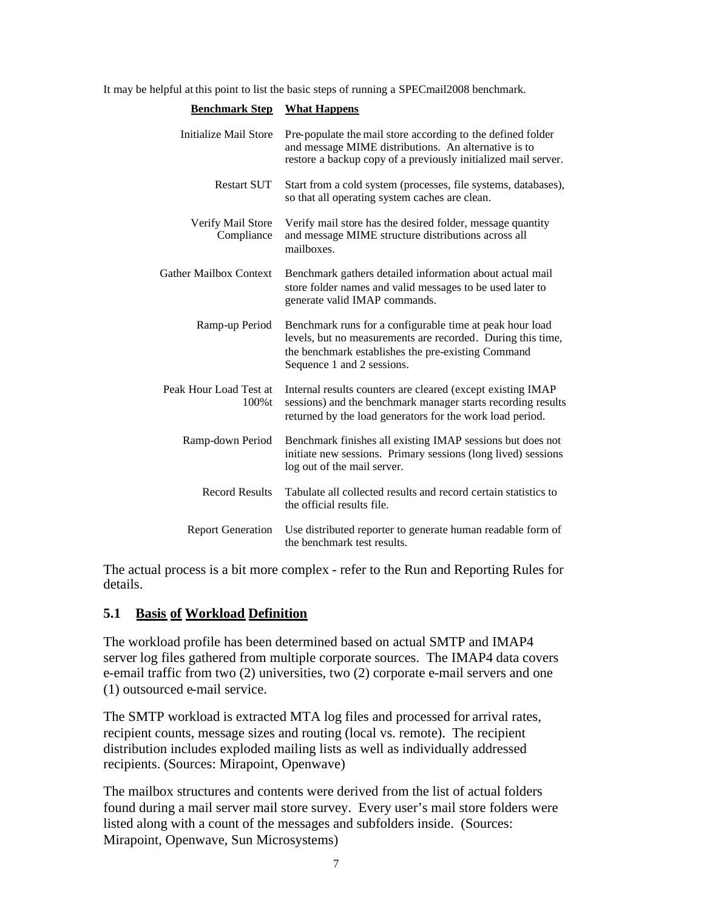It may be helpful at this point to list the basic steps of running a SPECmail2008 benchmark.

| Benchmark Step | What Happens |
| --- | --- |
| Initialize Mail Store | Pre-populate the mail store according to the defined folder and message MIME distributions. An alternative is to restore a backup copy of a previously initialized mail server. |
| Restart SUT | Start from a cold system (processes, file systems, databases), so that all operating system caches are clean. |
| Verify Mail Store Compliance | Verify mail store has the desired folder, message quantity and message MIME structure distributions across all mailboxes. |
| Gather Mailbox Context | Benchmark gathers detailed information about actual mail store folder names and valid messages to be used later to generate valid IMAP commands. |
| Ramp-up Period | Benchmark runs for a configurable time at peak hour load levels, but no measurements are recorded. During this time, the benchmark establishes the pre-existing Command Sequence 1 and 2 sessions. |
| Peak Hour Load Test at 100%t | Internal results counters are cleared (except existing IMAP sessions) and the benchmark manager starts recording results returned by the load generators for the work load period. |
| Ramp-down Period | Benchmark finishes all existing IMAP sessions but does not initiate new sessions. Primary sessions (long lived) sessions log out of the mail server. |
| Record Results | Tabulate all collected results and record certain statistics to the official results file. |
| Report Generation | Use distributed reporter to generate human readable form of the benchmark test results. |

The actual process is a bit more complex - refer to the Run and Reporting Rules for details.

## 5.1 Basis of Workload Definition

The workload profile has been determined based on actual SMTP and IMAP4 server log files gathered from multiple corporate sources. The IMAP4 data covers e-email traffic from two (2) universities, two (2) corporate e-mail servers and one (1) outsourced e-mail service.

The SMTP workload is extracted MTA log files and processed for arrival rates, recipient counts, message sizes and routing (local vs. remote). The recipient distribution includes exploded mailing lists as well as individually addressed recipients. (Sources: Mirapoint, Openwave)

The mailbox structures and contents were derived from the list of actual folders found during a mail server mail store survey. Every user's mail store folders were listed along with a count of the messages and subfolders inside. (Sources: Mirapoint, Openwave, Sun Microsystems)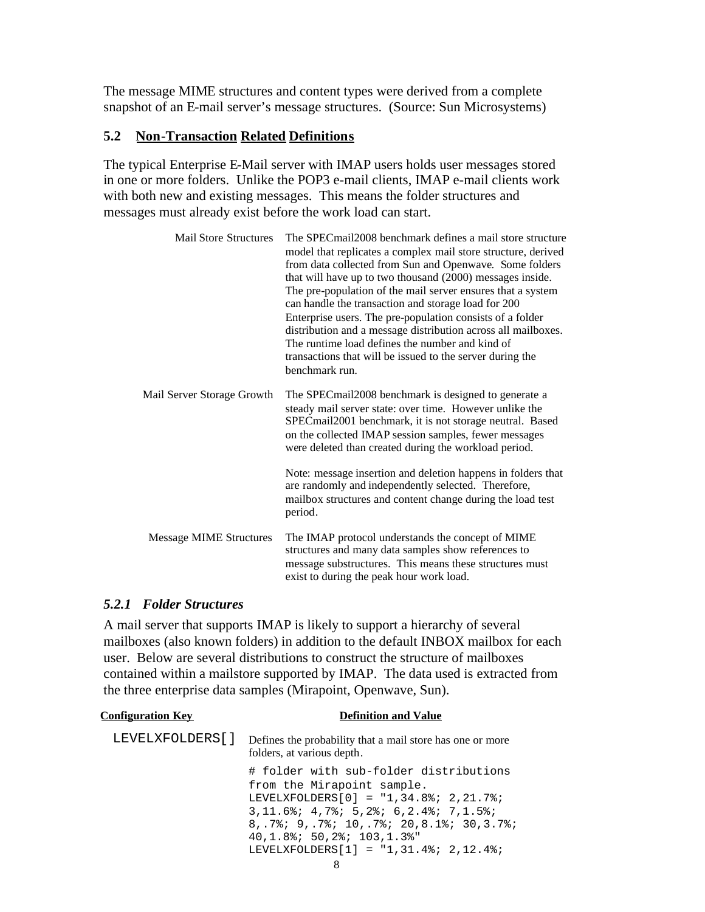The message MIME structures and content types were derived from a complete snapshot of an E-mail server's message structures. (Source: Sun Microsystems)

## 5.2 Non-Transaction Related Definitions

The typical Enterprise E-Mail server with IMAP users holds user messages stored in one or more folders. Unlike the POP3 e-mail clients, IMAP e-mail clients work with both new and existing messages. This means the folder structures and messages must already exist before the work load can start.

| | |
|---|---|
| Mail Store Structures | The SPECmail2008 benchmark defines a mail store structure model that replicates a complex mail store structure, derived from data collected from Sun and Openwave. Some folders that will have up to two thousand (2000) messages inside. The pre-population of the mail server ensures that a system can handle the transaction and storage load for 200 Enterprise users. The pre-population consists of a folder distribution and a message distribution across all mailboxes. The runtime load defines the number and kind of transactions that will be issued to the server during the benchmark run. |
| Mail Server Storage Growth | The SPECmail2008 benchmark is designed to generate a steady mail server state: over time. However unlike the SPECmail2001 benchmark, it is not storage neutral. Based on the collected IMAP session samples, fewer messages were deleted than created during the workload period.<br><br>Note: message insertion and deletion happens in folders that are randomly and independently selected. Therefore, mailbox structures and content change during the load test period. |
| Message MIME Structures | The IMAP protocol understands the concept of MIME structures and many data samples show references to message substructures. This means these structures must exist to during the peak hour work load. |

### *5.2.1 Folder Structures*

A mail server that supports IMAP is likely to support a hierarchy of several mailboxes (also known folders) in addition to the default INBOX mailbox for each user. Below are several distributions to construct the structure of mailboxes contained within a mailstore supported by IMAP. The data used is extracted from the three enterprise data samples (Mirapoint, Openwave, Sun).

| Configuration Key | Definition and Value |
|---|---|
| LEVELXFOLDERS[] | Defines the probability that a mail store has one or more folders, at various depth.<br><br>`# folder with sub-folder distributions from the Mirapoint sample.`<br>`LEVELXFOLDERS[0] = "1,34.8%; 2,21.7%; 3,11.6%; 4,7%; 5,2%; 6,2.4%; 7,1.5%; 8,.7%; 9,.7%; 10,.7%; 20,8.1%; 30,3.7%; 40,1.8%; 50,2%; 103,1.3%"`<br>`LEVELXFOLDERS[1] = "1,31.4%; 2,12.4%;` |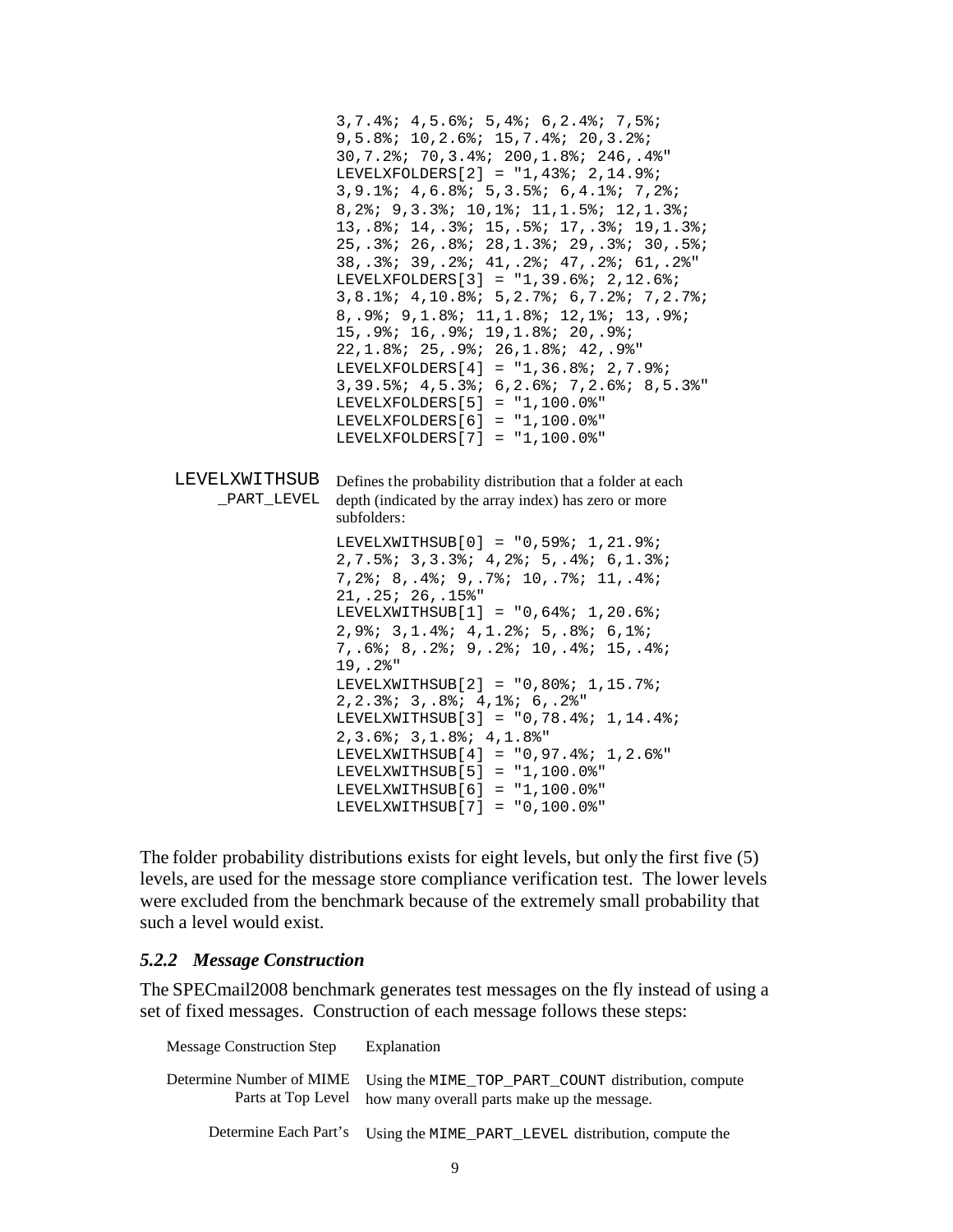```
3,7.4%; 4,5.6%; 5,4%; 6,2.4%; 7,5%;
9,5.8%; 10,2.6%; 15,7.4%; 20,3.2%;
30,7.2%; 70,3.4%; 200,1.8%; 246,.4%"
LEVELXFOLDERS[2] = "1,43%; 2,14.9%;
3,9.1%; 4,6.8%; 5,3.5%; 6,4.1%; 7,2%;
8,2%; 9,3.3%; 10,1%; 11,1.5%; 12,1.3%;
13,.8%; 14,.3%; 15,.5%; 17,.3%; 19,1.3%;
25,.3%; 26,.8%; 28,1.3%; 29,.3%; 30,.5%;
38,.3%; 39,.2%; 41,.2%; 47,.2%; 61,.2%"
LEVELXFOLDERS[3] = "1,39.6%; 2,12.6%;
3,8.1%; 4,10.8%; 5,2.7%; 6,7.2%; 7,2.7%;
8,.9%; 9,1.8%; 11,1.8%; 12,1%; 13,.9%;
15,.9%; 16,.9%; 19,1.8%; 20,.9%;
22,1.8%; 25,.9%; 26,1.8%; 42,.9%"
LEVELXFOLDERS[4] = "1,36.8%; 2,7.9%;
3,39.5%; 4,5.3%; 6,2.6%; 7,2.6%; 8,5.3%"
LEVELXFOLDERS[5] = "1,100.0%"
LEVELXFOLDERS[6] = "1,100.0%"
LEVELXFOLDERS[7] = "1,100.0%"
```

**LEVELXWITHSUB_PART_LEVEL** — Defines the probability distribution that a folder at each depth (indicated by the array index) has zero or more subfolders:

```
LEVELXWITHSUB[0] = "0,59%; 1,21.9%;
2,7.5%; 3,3.3%; 4,2%; 5,.4%; 6,1.3%;
7,2%; 8,.4%; 9,.7%; 10,.7%; 11,.4%;
21,.25; 26,.15%"
LEVELXWITHSUB[1] = "0,64%; 1,20.6%;
2,9%; 3,1.4%; 4,1.2%; 5,.8%; 6,1%;
7,.6%; 8,.2%; 9,.2%; 10,.4%; 15,.4%;
19,.2%"
LEVELXWITHSUB[2] = "0,80%; 1,15.7%;
2,2.3%; 3,.8%; 4,1%; 6,.2%"
LEVELXWITHSUB[3] = "0,78.4%; 1,14.4%;
2,3.6%; 3,1.8%; 4,1.8%"
LEVELXWITHSUB[4] = "0,97.4%; 1,2.6%"
LEVELXWITHSUB[5] = "1,100.0%"
LEVELXWITHSUB[6] = "1,100.0%"
LEVELXWITHSUB[7] = "0,100.0%"
```

The folder probability distributions exists for eight levels, but only the first five (5) levels, are used for the message store compliance verification test. The lower levels were excluded from the benchmark because of the extremely small probability that such a level would exist.

### *5.2.2 Message Construction*

The SPECmail2008 benchmark generates test messages on the fly instead of using a set of fixed messages. Construction of each message follows these steps:

| Message Construction Step | Explanation |
|---|---|
| Determine Number of MIME Parts at Top Level | Using the `MIME_TOP_PART_COUNT` distribution, compute how many overall parts make up the message. |
| Determine Each Part's | Using the `MIME_PART_LEVEL` distribution, compute the |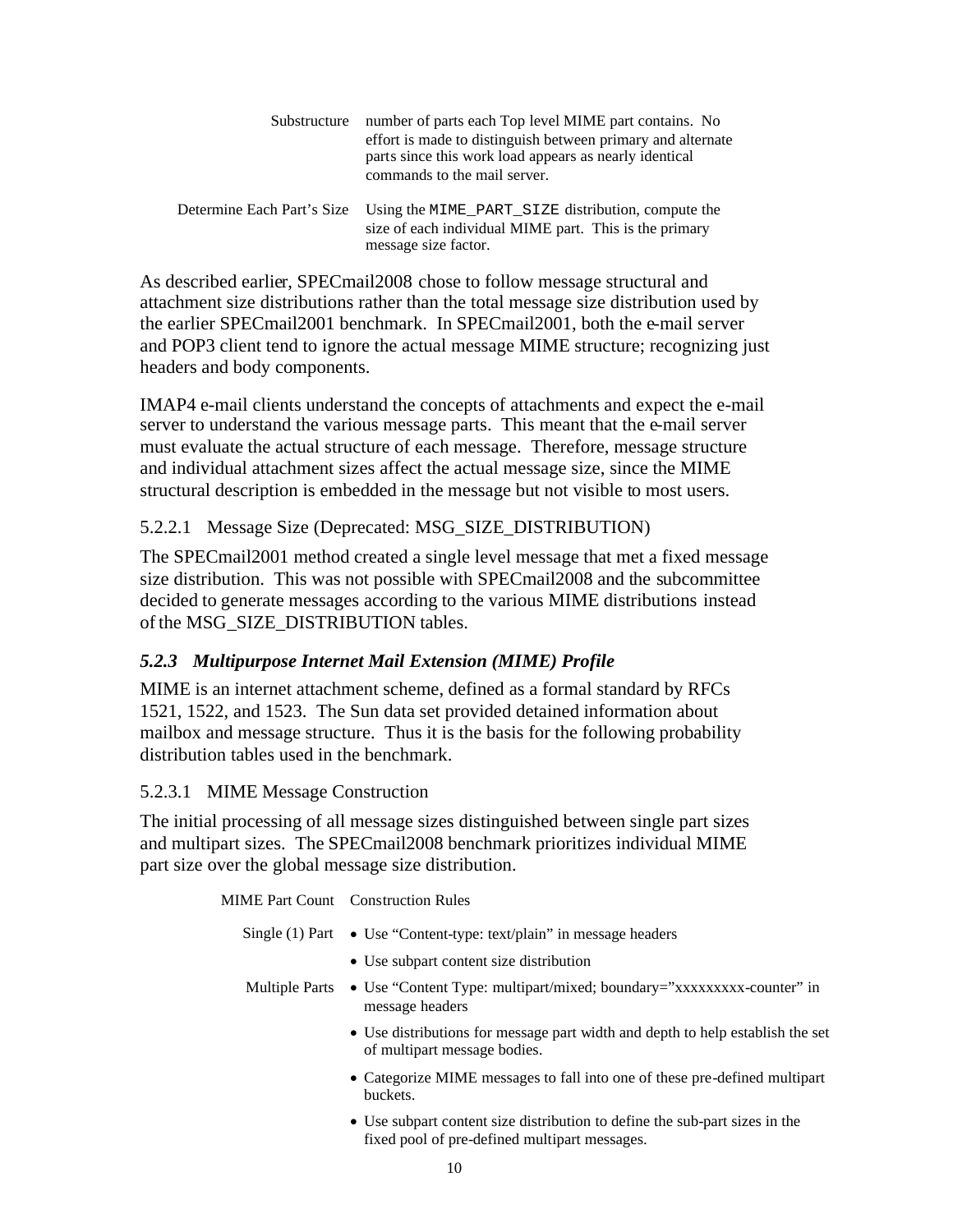| | |
|---|---|
| Substructure | number of parts each Top level MIME part contains. No effort is made to distinguish between primary and alternate parts since this work load appears as nearly identical commands to the mail server. |
| Determine Each Part's Size | Using the `MIME_PART_SIZE` distribution, compute the size of each individual MIME part. This is the primary message size factor. |

As described earlier, SPECmail2008 chose to follow message structural and attachment size distributions rather than the total message size distribution used by the earlier SPECmail2001 benchmark. In SPECmail2001, both the e-mail server and POP3 client tend to ignore the actual message MIME structure; recognizing just headers and body components.

IMAP4 e-mail clients understand the concepts of attachments and expect the e-mail server to understand the various message parts. This meant that the e-mail server must evaluate the actual structure of each message. Therefore, message structure and individual attachment sizes affect the actual message size, since the MIME structural description is embedded in the message but not visible to most users.

#### 5.2.2.1 Message Size (Deprecated: MSG_SIZE_DISTRIBUTION)

The SPECmail2001 method created a single level message that met a fixed message size distribution. This was not possible with SPECmail2008 and the subcommittee decided to generate messages according to the various MIME distributions instead of the MSG_SIZE_DISTRIBUTION tables.

### *5.2.3 Multipurpose Internet Mail Extension (MIME) Profile*

MIME is an internet attachment scheme, defined as a formal standard by RFCs 1521, 1522, and 1523. The Sun data set provided detained information about mailbox and message structure. Thus it is the basis for the following probability distribution tables used in the benchmark.

#### 5.2.3.1 MIME Message Construction

The initial processing of all message sizes distinguished between single part sizes and multipart sizes. The SPECmail2008 benchmark prioritizes individual MIME part size over the global message size distribution.

| MIME Part Count | Construction Rules |
|---|---|
| Single (1) Part | • Use "Content-type: text/plain" in message headers<br>• Use subpart content size distribution |
| Multiple Parts | • Use "Content Type: multipart/mixed; boundary="xxxxxxxxx-counter" in message headers<br>• Use distributions for message part width and depth to help establish the set of multipart message bodies.<br>• Categorize MIME messages to fall into one of these pre-defined multipart buckets.<br>• Use subpart content size distribution to define the sub-part sizes in the fixed pool of pre-defined multipart messages. |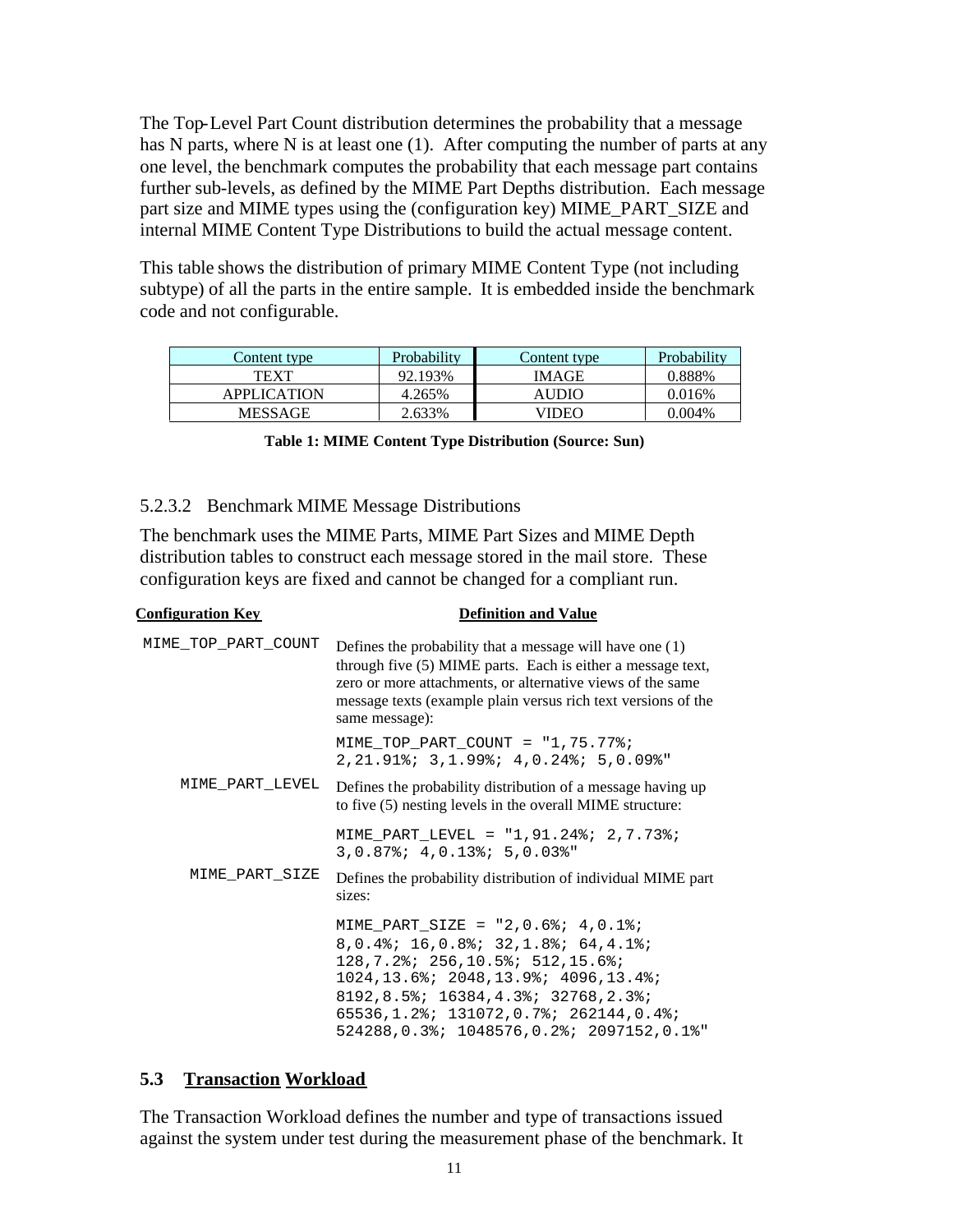The Top-Level Part Count distribution determines the probability that a message has N parts, where N is at least one (1). After computing the number of parts at any one level, the benchmark computes the probability that each message part contains further sub-levels, as defined by the MIME Part Depths distribution. Each message part size and MIME types using the (configuration key) MIME_PART_SIZE and internal MIME Content Type Distributions to build the actual message content.

This table shows the distribution of primary MIME Content Type (not including subtype) of all the parts in the entire sample. It is embedded inside the benchmark code and not configurable.

| Content type | Probability | Content type | Probability |
|---|---|---|---|
| TEXT | 92.193% | IMAGE | 0.888% |
| APPLICATION | 4.265% | AUDIO | 0.016% |
| MESSAGE | 2.633% | VIDEO | 0.004% |

**Table 1: MIME Content Type Distribution (Source: Sun)**

### 5.2.3.2 Benchmark MIME Message Distributions

The benchmark uses the MIME Parts, MIME Part Sizes and MIME Depth distribution tables to construct each message stored in the mail store. These configuration keys are fixed and cannot be changed for a compliant run.

| Configuration Key | Definition and Value |
|---|---|
| MIME_TOP_PART_COUNT | Defines the probability that a message will have one (1) through five (5) MIME parts. Each is either a message text, zero or more attachments, or alternative views of the same message texts (example plain versus rich text versions of the same message):<br><br>`MIME_TOP_PART_COUNT = "1,75.77%; 2,21.91%; 3,1.99%; 4,0.24%; 5,0.09%"` |
| MIME_PART_LEVEL | Defines the probability distribution of a message having up to five (5) nesting levels in the overall MIME structure:<br><br>`MIME_PART_LEVEL = "1,91.24%; 2,7.73%; 3,0.87%; 4,0.13%; 5,0.03%"` |
| MIME_PART_SIZE | Defines the probability distribution of individual MIME part sizes:<br><br>`MIME_PART_SIZE = "2,0.6%; 4,0.1%; 8,0.4%; 16,0.8%; 32,1.8%; 64,4.1%; 128,7.2%; 256,10.5%; 512,15.6%; 1024,13.6%; 2048,13.9%; 4096,13.4%; 8192,8.5%; 16384,4.3%; 32768,2.3%; 65536,1.2%; 131072,0.7%; 262144,0.4%; 524288,0.3%; 1048576,0.2%; 2097152,0.1%"` |

## 5.3 Transaction Workload

The Transaction Workload defines the number and type of transactions issued against the system under test during the measurement phase of the benchmark. It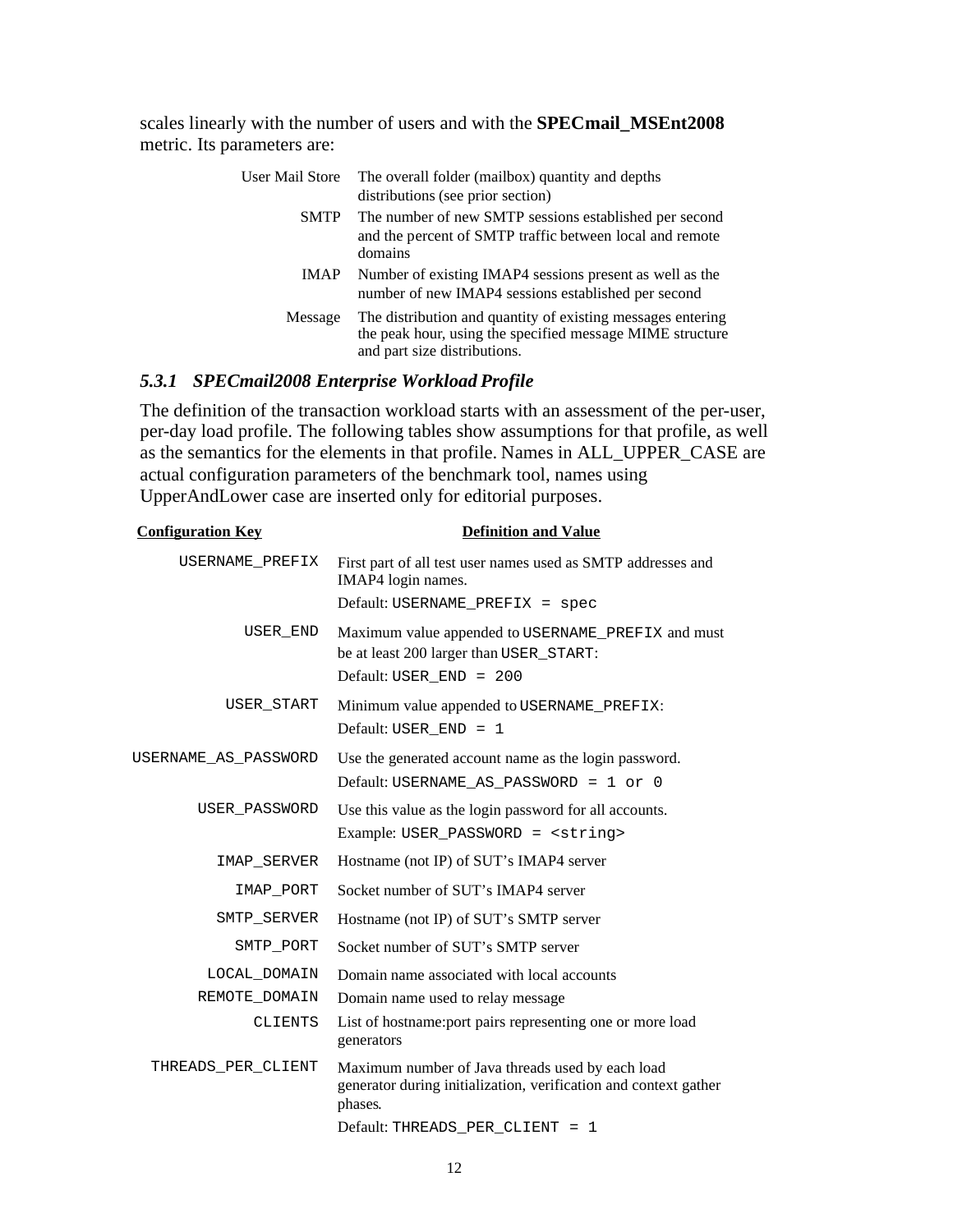scales linearly with the number of users and with the **SPECmail_MSEnt2008** metric. Its parameters are:

| | |
|---|---|
| User Mail Store | The overall folder (mailbox) quantity and depths distributions (see prior section) |
| SMTP | The number of new SMTP sessions established per second and the percent of SMTP traffic between local and remote domains |
| IMAP | Number of existing IMAP4 sessions present as well as the number of new IMAP4 sessions established per second |
| Message | The distribution and quantity of existing messages entering the peak hour, using the specified message MIME structure and part size distributions. |

### *5.3.1 SPECmail2008 Enterprise Workload Profile*

The definition of the transaction workload starts with an assessment of the per-user, per-day load profile. The following tables show assumptions for that profile, as well as the semantics for the elements in that profile. Names in ALL_UPPER_CASE are actual configuration parameters of the benchmark tool, names using UpperAndLower case are inserted only for editorial purposes.

| Configuration Key | Definition and Value |
|---|---|
| `USERNAME_PREFIX` | First part of all test user names used as SMTP addresses and IMAP4 login names.<br>Default: `USERNAME_PREFIX = spec` |
| `USER_END` | Maximum value appended to `USERNAME_PREFIX` and must be at least 200 larger than `USER_START`:<br>Default: `USER_END = 200` |
| `USER_START` | Minimum value appended to `USERNAME_PREFIX`:<br>Default: `USER_END = 1` |
| `USERNAME_AS_PASSWORD` | Use the generated account name as the login password.<br>Default: `USERNAME_AS_PASSWORD = 1 or 0` |
| `USER_PASSWORD` | Use this value as the login password for all accounts.<br>Example: `USER_PASSWORD = <string>` |
| `IMAP_SERVER` | Hostname (not IP) of SUT's IMAP4 server |
| `IMAP_PORT` | Socket number of SUT's IMAP4 server |
| `SMTP_SERVER` | Hostname (not IP) of SUT's SMTP server |
| `SMTP_PORT` | Socket number of SUT's SMTP server |
| `LOCAL_DOMAIN` | Domain name associated with local accounts |
| `REMOTE_DOMAIN` | Domain name used to relay message |
| `CLIENTS` | List of hostname:port pairs representing one or more load generators |
| `THREADS_PER_CLIENT` | Maximum number of Java threads used by each load generator during initialization, verification and context gather phases.<br>Default: `THREADS_PER_CLIENT = 1` |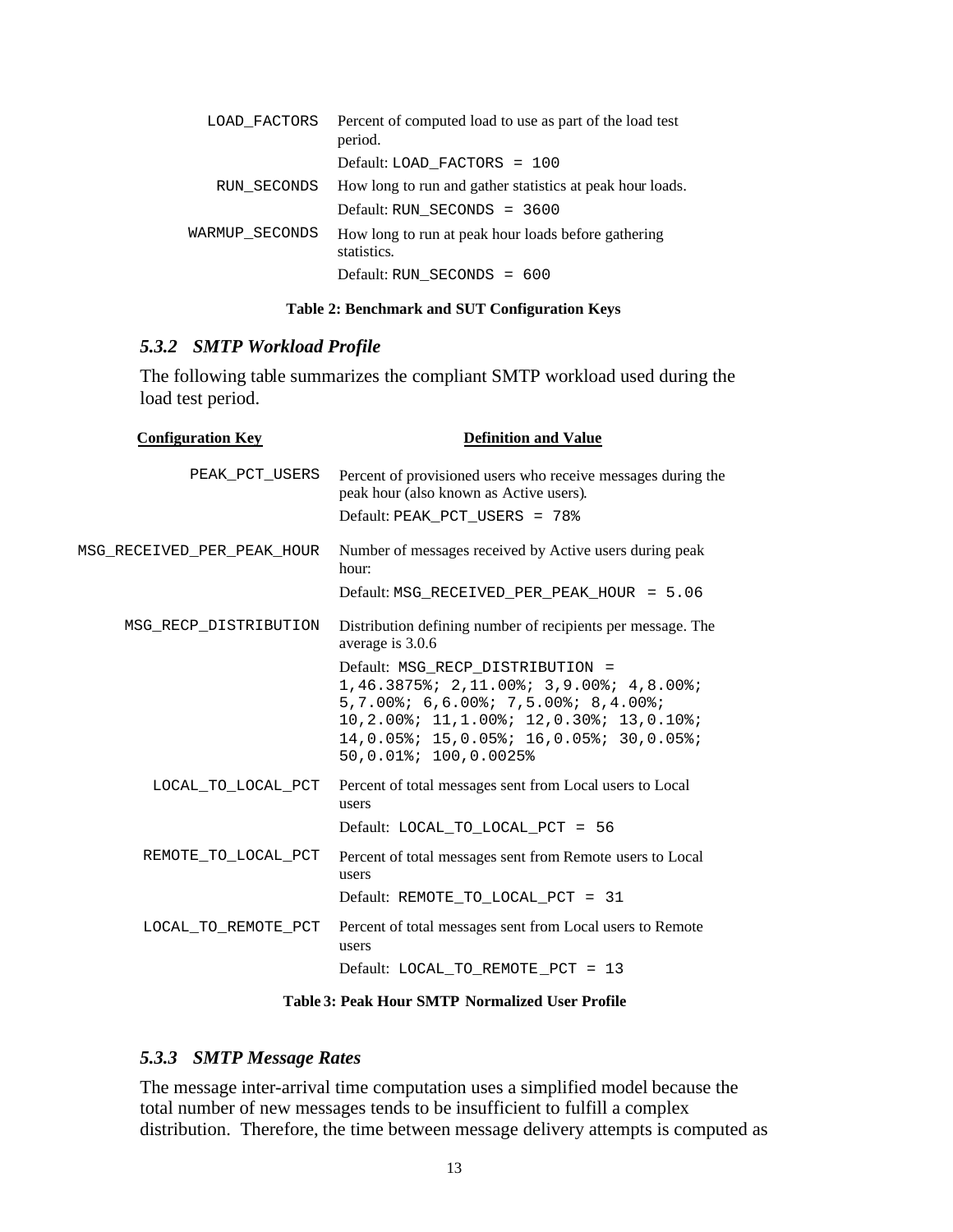| | |
|---|---|
| LOAD_FACTORS | Percent of computed load to use as part of the load test period.<br>Default: LOAD_FACTORS = 100 |
| RUN_SECONDS | How long to run and gather statistics at peak hour loads.<br>Default: RUN_SECONDS = 3600 |
| WARMUP_SECONDS | How long to run at peak hour loads before gathering statistics.<br>Default: RUN_SECONDS = 600 |

**Table 2: Benchmark and SUT Configuration Keys**

### *5.3.2 SMTP Workload Profile*

The following table summarizes the compliant SMTP workload used during the load test period.

| Configuration Key | Definition and Value |
|---|---|
| PEAK_PCT_USERS | Percent of provisioned users who receive messages during the peak hour (also known as Active users).<br>Default: PEAK_PCT_USERS = 78% |
| MSG_RECEIVED_PER_PEAK_HOUR | Number of messages received by Active users during peak hour:<br>Default: MSG_RECEIVED_PER_PEAK_HOUR = 5.06 |
| MSG_RECP_DISTRIBUTION | Distribution defining number of recipients per message. The average is 3.0.6<br>Default: MSG_RECP_DISTRIBUTION = 1,46.3875%; 2,11.00%; 3,9.00%; 4,8.00%; 5,7.00%; 6,6.00%; 7,5.00%; 8,4.00%; 10,2.00%; 11,1.00%; 12,0.30%; 13,0.10%; 14,0.05%; 15,0.05%; 16,0.05%; 30,0.05%; 50,0.01%; 100,0.0025% |
| LOCAL_TO_LOCAL_PCT | Percent of total messages sent from Local users to Local users<br>Default: LOCAL_TO_LOCAL_PCT = 56 |
| REMOTE_TO_LOCAL_PCT | Percent of total messages sent from Remote users to Local users<br>Default: REMOTE_TO_LOCAL_PCT = 31 |
| LOCAL_TO_REMOTE_PCT | Percent of total messages sent from Local users to Remote users<br>Default: LOCAL_TO_REMOTE_PCT = 13 |

**Table 3: Peak Hour SMTP Normalized User Profile**

### *5.3.3 SMTP Message Rates*

The message inter-arrival time computation uses a simplified model because the total number of new messages tends to be insufficient to fulfill a complex distribution. Therefore, the time between message delivery attempts is computed as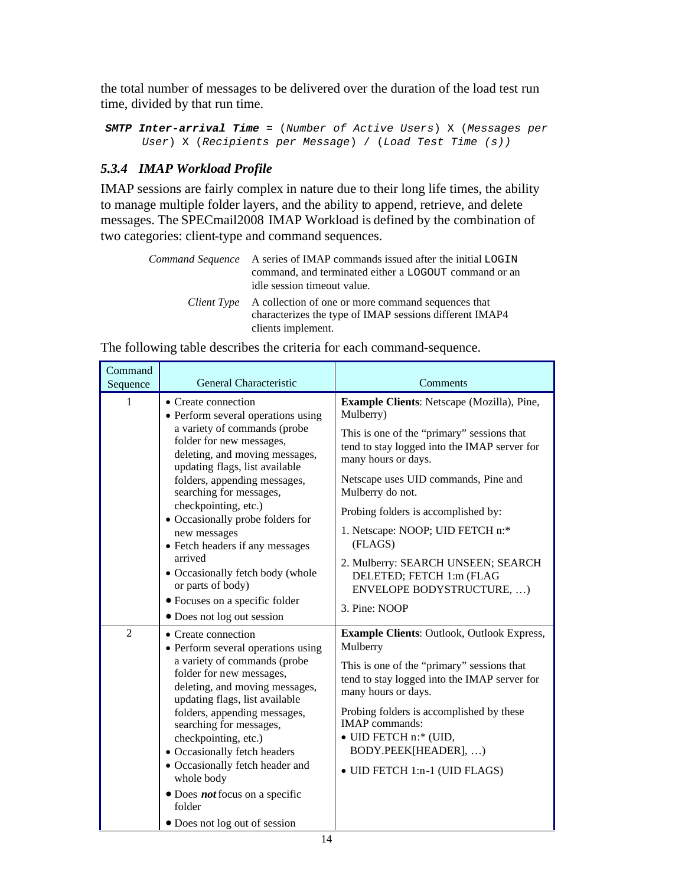the total number of messages to be delivered over the duration of the load test run time, divided by that run time.

```
SMTP Inter-arrival Time = (Number of Active Users) X (Messages per
     User) X (Recipients per Message) / (Load Test Time (s))
```

### *5.3.4 IMAP Workload Profile*

IMAP sessions are fairly complex in nature due to their long life times, the ability to manage multiple folder layers, and the ability to append, retrieve, and delete messages. The SPECmail2008 IMAP Workload is defined by the combination of two categories: client-type and command sequences.

*Command Sequence* A series of IMAP commands issued after the initial `LOGIN` command, and terminated either a `LOGOUT` command or an idle session timeout value.

*Client Type* A collection of one or more command sequences that characterizes the type of IMAP sessions different IMAP4 clients implement.

The following table describes the criteria for each command-sequence.

| Command Sequence | General Characteristic | Comments |
|---|---|---|
| 1 | • Create connection<br>• Perform several operations using a variety of commands (probe folder for new messages, deleting, and moving messages, updating flags, list available folders, appending messages, searching for messages, checkpointing, etc.)<br>• Occasionally probe folders for new messages<br>• Fetch headers if any messages arrived<br>• Occasionally fetch body (whole or parts of body)<br>• Focuses on a specific folder<br>• Does not log out session | **Example Clients**: Netscape (Mozilla), Pine, Mulberry)<br>This is one of the "primary" sessions that tend to stay logged into the IMAP server for many hours or days.<br>Netscape uses UID commands, Pine and Mulberry do not.<br>Probing folders is accomplished by:<br>1. Netscape: NOOP; UID FETCH n:* (FLAGS)<br>2. Mulberry: SEARCH UNSEEN; SEARCH DELETED; FETCH 1:m (FLAG ENVELOPE BODYSTRUCTURE, …)<br>3. Pine: NOOP |
| 2 | • Create connection<br>• Perform several operations using a variety of commands (probe folder for new messages, deleting, and moving messages, updating flags, list available folders, appending messages, searching for messages, checkpointing, etc.)<br>• Occasionally fetch headers<br>• Occasionally fetch header and whole body<br>• Does ***not*** focus on a specific folder<br>• Does not log out of session | **Example Clients**: Outlook, Outlook Express, Mulberry<br>This is one of the "primary" sessions that tend to stay logged into the IMAP server for many hours or days.<br>Probing folders is accomplished by these IMAP commands:<br>• UID FETCH n:* (UID, BODY.PEEK[HEADER], …)<br>• UID FETCH 1:n-1 (UID FLAGS) |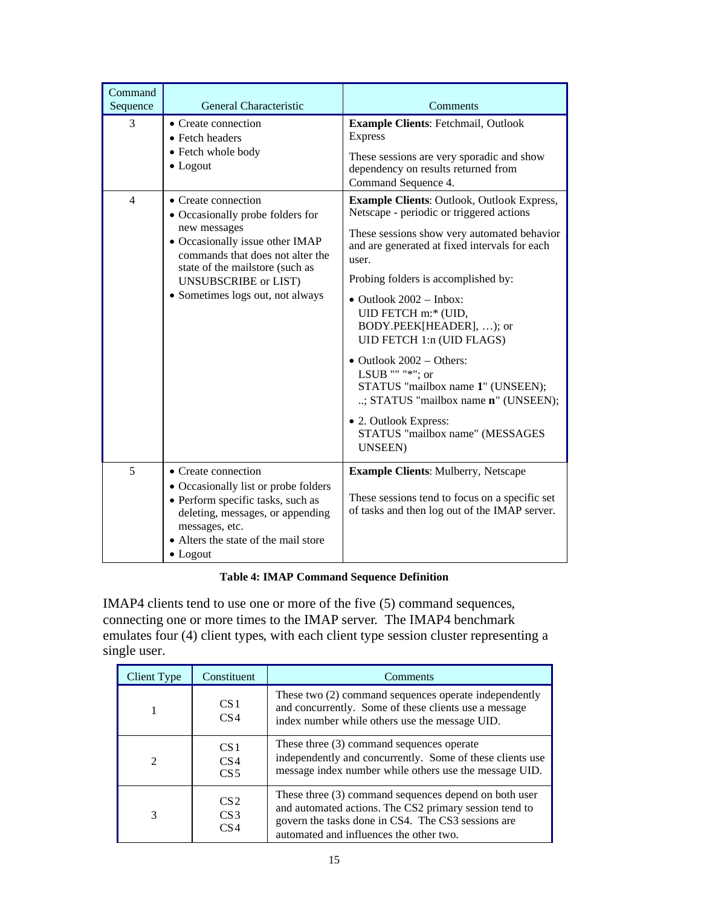| Command Sequence | General Characteristic | Comments |
|---|---|---|
| 3 | • Create connection<br>• Fetch headers<br>• Fetch whole body<br>• Logout | **Example Clients**: Fetchmail, Outlook Express<br><br>These sessions are very sporadic and show dependency on results returned from Command Sequence 4. |
| 4 | • Create connection<br>• Occasionally probe folders for new messages<br>• Occasionally issue other IMAP commands that does not alter the state of the mailstore (such as UNSUBSCRIBE or LIST)<br>• Sometimes logs out, not always | **Example Clients**: Outlook, Outlook Express, Netscape - periodic or triggered actions<br><br>These sessions show very automated behavior and are generated at fixed intervals for each user.<br><br>Probing folders is accomplished by:<br><br>• Outlook 2002 – Inbox: UID FETCH m:* (UID, BODY.PEEK[HEADER], …); or UID FETCH 1:n (UID FLAGS)<br><br>• Outlook 2002 – Others: LSUB "" "*"; or STATUS "mailbox name **1**" (UNSEEN); ..; STATUS "mailbox name **n**" (UNSEEN);<br><br>• 2. Outlook Express: STATUS "mailbox name" (MESSAGES UNSEEN) |
| 5 | • Create connection<br>• Occasionally list or probe folders<br>• Perform specific tasks, such as deleting, messages, or appending messages, etc.<br>• Alters the state of the mail store<br>• Logout | **Example Clients**: Mulberry, Netscape<br><br>These sessions tend to focus on a specific set of tasks and then log out of the IMAP server. |

**Table 4: IMAP Command Sequence Definition**

IMAP4 clients tend to use one or more of the five (5) command sequences, connecting one or more times to the IMAP server. The IMAP4 benchmark emulates four (4) client types, with each client type session cluster representing a single user.

| Client Type | Constituent | Comments |
|---|---|---|
| 1 | CS1<br>CS4 | These two (2) command sequences operate independently and concurrently. Some of these clients use a message index number while others use the message UID. |
| 2 | CS1<br>CS4<br>CS5 | These three (3) command sequences operate independently and concurrently. Some of these clients use message index number while others use the message UID. |
| 3 | CS2<br>CS3<br>CS4 | These three (3) command sequences depend on both user and automated actions. The CS2 primary session tend to govern the tasks done in CS4. The CS3 sessions are automated and influences the other two. |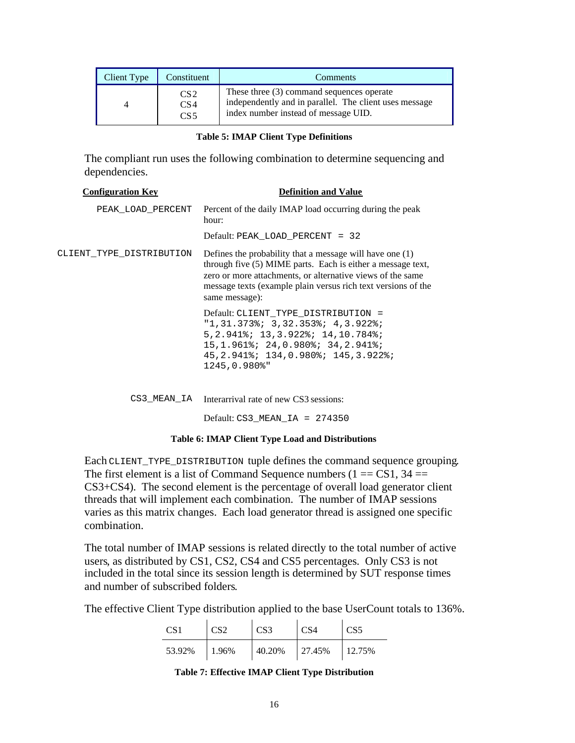| Client Type | Constituent | Comments |
| --- | --- | --- |
| 4 | CS2<br>CS4<br>CS5 | These three (3) command sequences operate independently and in parallel. The client uses message index number instead of message UID. |

**Table 5: IMAP Client Type Definitions**

The compliant run uses the following combination to determine sequencing and dependencies.

| Configuration Key | Definition and Value |
| --- | --- |
| `PEAK_LOAD_PERCENT` | Percent of the daily IMAP load occurring during the peak hour:<br><br>Default: `PEAK_LOAD_PERCENT = 32` |
| `CLIENT_TYPE_DISTRIBUTION` | Defines the probability that a message will have one (1) through five (5) MIME parts. Each is either a message text, zero or more attachments, or alternative views of the same message texts (example plain versus rich text versions of the same message):<br><br>Default: `CLIENT_TYPE_DISTRIBUTION = "1,31.373%; 3,32.353%; 4,3.922%; 5,2.941%; 13,3.922%; 14,10.784%; 15,1.961%; 24,0.980%; 34,2.941%; 45,2.941%; 134,0.980%; 145,3.922%; 1245,0.980%"` |
| `CS3_MEAN_IA` | Interarrival rate of new CS3 sessions:<br><br>Default: `CS3_MEAN_IA = 274350` |

**Table 6: IMAP Client Type Load and Distributions**

Each `CLIENT_TYPE_DISTRIBUTION` tuple defines the command sequence grouping. The first element is a list of Command Sequence numbers (1 == CS1, 34 == CS3+CS4). The second element is the percentage of overall load generator client threads that will implement each combination. The number of IMAP sessions varies as this matrix changes. Each load generator thread is assigned one specific combination.

The total number of IMAP sessions is related directly to the total number of active users, as distributed by CS1, CS2, CS4 and CS5 percentages. Only CS3 is not included in the total since its session length is determined by SUT response times and number of subscribed folders.

The effective Client Type distribution applied to the base UserCount totals to 136%.

| CS1 | CS2 | CS3 | CS4 | CS5 |
| --- | --- | --- | --- | --- |
| 53.92% | 1.96% | 40.20% | 27.45% | 12.75% |

**Table 7: Effective IMAP Client Type Distribution**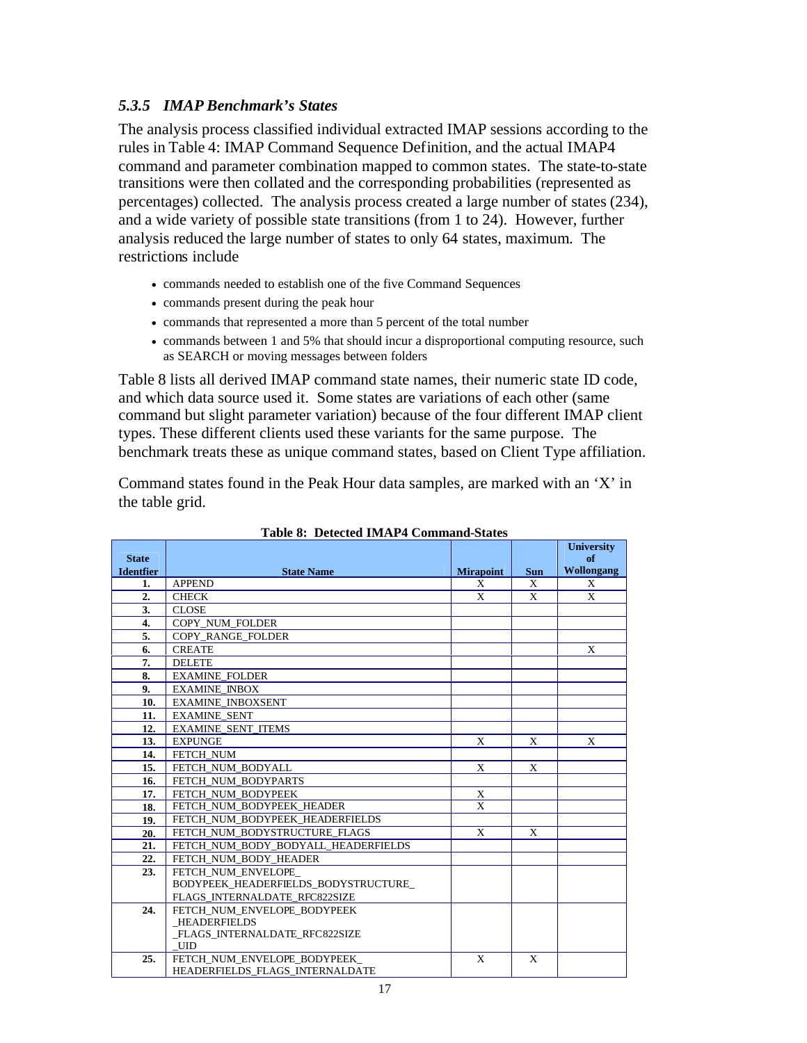### *5.3.5 IMAP Benchmark's States*

The analysis process classified individual extracted IMAP sessions according to the rules in Table 4: IMAP Command Sequence Definition, and the actual IMAP4 command and parameter combination mapped to common states. The state-to-state transitions were then collated and the corresponding probabilities (represented as percentages) collected. The analysis process created a large number of states (234), and a wide variety of possible state transitions (from 1 to 24). However, further analysis reduced the large number of states to only 64 states, maximum. The restrictions include

- commands needed to establish one of the five Command Sequences
- commands present during the peak hour
- commands that represented a more than 5 percent of the total number
- commands between 1 and 5% that should incur a disproportional computing resource, such as SEARCH or moving messages between folders

Table 8 lists all derived IMAP command state names, their numeric state ID code, and which data source used it. Some states are variations of each other (same command but slight parameter variation) because of the four different IMAP client types. These different clients used these variants for the same purpose. The benchmark treats these as unique command states, based on Client Type affiliation.

Command states found in the Peak Hour data samples, are marked with an 'X' in the table grid.

**Table 8: Detected IMAP4 Command-States**

| State Identfier | State Name | Mirapoint | Sun | University of Wollongang |
|---|---|---|---|---|
| 1. | APPEND | X | X | X |
| 2. | CHECK | X | X | X |
| 3. | CLOSE | | | |
| 4. | COPY_NUM_FOLDER | | | |
| 5. | COPY_RANGE_FOLDER | | | |
| 6. | CREATE | | | X |
| 7. | DELETE | | | |
| 8. | EXAMINE_FOLDER | | | |
| 9. | EXAMINE_INBOX | | | |
| 10. | EXAMINE_INBOXSENT | | | |
| 11. | EXAMINE_SENT | | | |
| 12. | EXAMINE_SENT_ITEMS | | | |
| 13. | EXPUNGE | X | X | X |
| 14. | FETCH_NUM | | | |
| 15. | FETCH_NUM_BODYALL | X | X | |
| 16. | FETCH_NUM_BODYPARTS | | | |
| 17. | FETCH_NUM_BODYPEEK | X | | |
| 18. | FETCH_NUM_BODYPEEK_HEADER | X | | |
| 19. | FETCH_NUM_BODYPEEK_HEADERFIELDS | | | |
| 20. | FETCH_NUM_BODYSTRUCTURE_FLAGS | X | X | |
| 21. | FETCH_NUM_BODY_BODYALL_HEADERFIELDS | | | |
| 22. | FETCH_NUM_BODY_HEADER | | | |
| 23. | FETCH_NUM_ENVELOPE_ BODYPEEK_HEADERFIELDS_BODYSTRUCTURE_ FLAGS_INTERNALDATE_RFC822SIZE | | | |
| 24. | FETCH_NUM_ENVELOPE_BODYPEEK _HEADERFIELDS _FLAGS_INTERNALDATE_RFC822SIZE _UID | | | |
| 25. | FETCH_NUM_ENVELOPE_BODYPEEK_ HEADERFIELDS_FLAGS_INTERNALDATE | X | X | |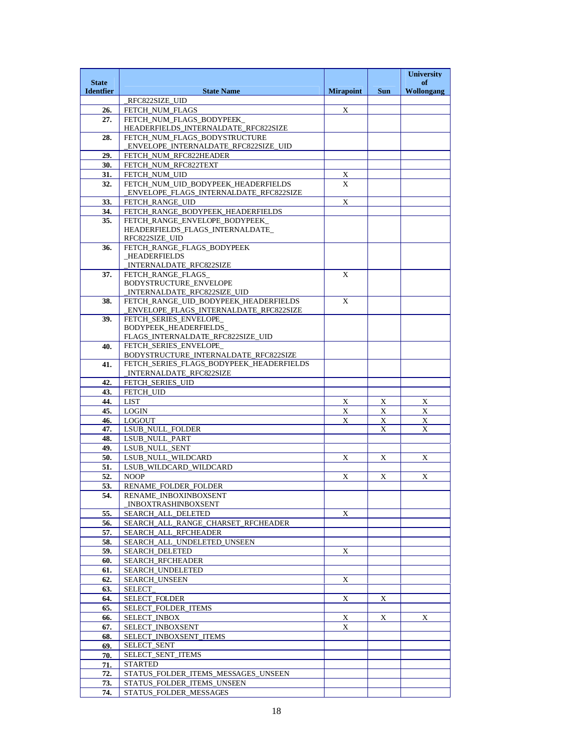| State Identfier | State Name | Mirapoint | Sun | University of Wollongang |
|---|---|---|---|---|
| | _RFC822SIZE_UID | | | |
| 26. | FETCH_NUM_FLAGS | X | | |
| 27. | FETCH_NUM_FLAGS_BODYPEEK_ HEADERFIELDS_INTERNALDATE_RFC822SIZE | | | |
| 28. | FETCH_NUM_FLAGS_BODYSTRUCTURE _ENVELOPE_INTERNALDATE_RFC822SIZE_UID | | | |
| 29. | FETCH_NUM_RFC822HEADER | | | |
| 30. | FETCH_NUM_RFC822TEXT | | | |
| 31. | FETCH_NUM_UID | X | | |
| 32. | FETCH_NUM_UID_BODYPEEK_HEADERFIELDS _ENVELOPE_FLAGS_INTERNALDATE_RFC822SIZE | X | | |
| 33. | FETCH_RANGE_UID | X | | |
| 34. | FETCH_RANGE_BODYPEEK_HEADERFIELDS | | | |
| 35. | FETCH_RANGE_ENVELOPE_BODYPEEK_ HEADERFIELDS_FLAGS_INTERNALDATE_ RFC822SIZE_UID | | | |
| 36. | FETCH_RANGE_FLAGS_BODYPEEK _HEADERFIELDS _INTERNALDATE_RFC822SIZE | | | |
| 37. | FETCH_RANGE_FLAGS_ BODYSTRUCTURE_ENVELOPE _INTERNALDATE_RFC822SIZE_UID | X | | |
| 38. | FETCH_RANGE_UID_BODYPEEK_HEADERFIELDS _ENVELOPE_FLAGS_INTERNALDATE_RFC822SIZE | X | | |
| 39. | FETCH_SERIES_ENVELOPE_ BODYPEEK_HEADERFIELDS_ FLAGS_INTERNALDATE_RFC822SIZE_UID | | | |
| 40. | FETCH_SERIES_ENVELOPE_ BODYSTRUCTURE_INTERNALDATE_RFC822SIZE | | | |
| 41. | FETCH_SERIES_FLAGS_BODYPEEK_HEADERFIELDS _INTERNALDATE_RFC822SIZE | | | |
| 42. | FETCH_SERIES_UID | | | |
| 43. | FETCH_UID | | | |
| 44. | LIST | X | X | X |
| 45. | LOGIN | X | X | X |
| 46. | LOGOUT | X | X | X |
| 47. | LSUB_NULL_FOLDER | | X | X |
| 48. | LSUB_NULL_PART | | | |
| 49. | LSUB_NULL_SENT | | | |
| 50. | LSUB_NULL_WILDCARD | X | X | X |
| 51. | LSUB_WILDCARD_WILDCARD | | | |
| 52. | NOOP | X | X | X |
| 53. | RENAME_FOLDER_FOLDER | | | |
| 54. | RENAME_INBOXINBOXSENT _INBOXTRASHINBOXSENT | | | |
| 55. | SEARCH_ALL_DELETED | X | | |
| 56. | SEARCH_ALL_RANGE_CHARSET_RFCHEADER | | | |
| 57. | SEARCH_ALL_RFCHEADER | | | |
| 58. | SEARCH_ALL_UNDELETED_UNSEEN | | | |
| 59. | SEARCH_DELETED | X | | |
| 60. | SEARCH_RFCHEADER | | | |
| 61. | SEARCH_UNDELETED | | | |
| 62. | SEARCH_UNSEEN | X | | |
| 63. | SELECT_ | | | |
| 64. | SELECT_FOLDER | X | X | |
| 65. | SELECT_FOLDER_ITEMS | | | |
| 66. | SELECT_INBOX | X | X | X |
| 67. | SELECT_INBOXSENT | X | | |
| 68. | SELECT_INBOXSENT_ITEMS | | | |
| 69. | SELECT_SENT | | | |
| 70. | SELECT_SENT_ITEMS | | | |
| 71. | STARTED | | | |
| 72. | STATUS_FOLDER_ITEMS_MESSAGES_UNSEEN | | | |
| 73. | STATUS_FOLDER_ITEMS_UNSEEN | | | |
| 74. | STATUS_FOLDER_MESSAGES | | | |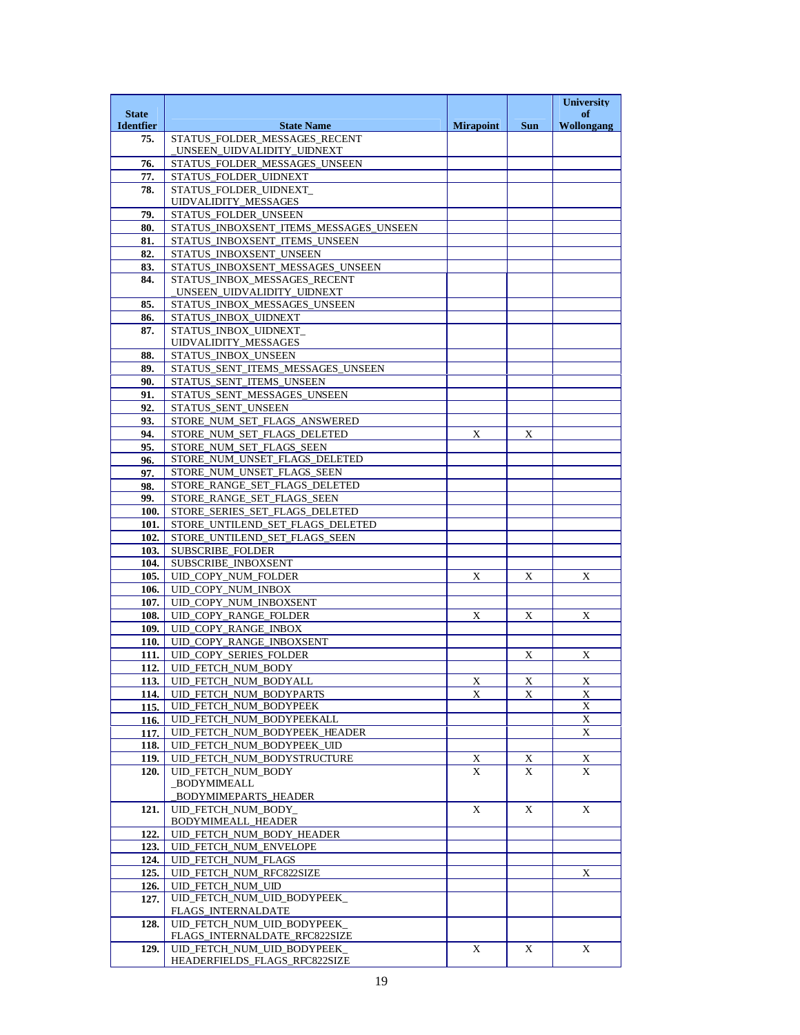| State Identfier | State Name | Mirapoint | Sun | University of Wollongang |
|---|---|---|---|---|
| 75. | STATUS_FOLDER_MESSAGES_RECENT _UNSEEN_UIDVALIDITY_UIDNEXT | | | |
| 76. | STATUS_FOLDER_MESSAGES_UNSEEN | | | |
| 77. | STATUS_FOLDER_UIDNEXT | | | |
| 78. | STATUS_FOLDER_UIDNEXT_ UIDVALIDITY_MESSAGES | | | |
| 79. | STATUS_FOLDER_UNSEEN | | | |
| 80. | STATUS_INBOXSENT_ITEMS_MESSAGES_UNSEEN | | | |
| 81. | STATUS_INBOXSENT_ITEMS_UNSEEN | | | |
| 82. | STATUS_INBOXSENT_UNSEEN | | | |
| 83. | STATUS_INBOXSENT_MESSAGES_UNSEEN | | | |
| 84. | STATUS_INBOX_MESSAGES_RECENT _UNSEEN_UIDVALIDITY_UIDNEXT | | | |
| 85. | STATUS_INBOX_MESSAGES_UNSEEN | | | |
| 86. | STATUS_INBOX_UIDNEXT | | | |
| 87. | STATUS_INBOX_UIDNEXT_ UIDVALIDITY_MESSAGES | | | |
| 88. | STATUS_INBOX_UNSEEN | | | |
| 89. | STATUS_SENT_ITEMS_MESSAGES_UNSEEN | | | |
| 90. | STATUS_SENT_ITEMS_UNSEEN | | | |
| 91. | STATUS_SENT_MESSAGES_UNSEEN | | | |
| 92. | STATUS_SENT_UNSEEN | | | |
| 93. | STORE_NUM_SET_FLAGS_ANSWERED | | | |
| 94. | STORE_NUM_SET_FLAGS_DELETED | X | X | |
| 95. | STORE_NUM_SET_FLAGS_SEEN | | | |
| 96. | STORE_NUM_UNSET_FLAGS_DELETED | | | |
| 97. | STORE_NUM_UNSET_FLAGS_SEEN | | | |
| 98. | STORE_RANGE_SET_FLAGS_DELETED | | | |
| 99. | STORE_RANGE_SET_FLAGS_SEEN | | | |
| 100. | STORE_SERIES_SET_FLAGS_DELETED | | | |
| 101. | STORE_UNTILEND_SET_FLAGS_DELETED | | | |
| 102. | STORE_UNTILEND_SET_FLAGS_SEEN | | | |
| 103. | SUBSCRIBE_FOLDER | | | |
| 104. | SUBSCRIBE_INBOXSENT | | | |
| 105. | UID_COPY_NUM_FOLDER | X | X | X |
| 106. | UID_COPY_NUM_INBOX | | | |
| 107. | UID_COPY_NUM_INBOXSENT | | | |
| 108. | UID_COPY_RANGE_FOLDER | X | X | X |
| 109. | UID_COPY_RANGE_INBOX | | | |
| 110. | UID_COPY_RANGE_INBOXSENT | | | |
| 111. | UID_COPY_SERIES_FOLDER | | X | X |
| 112. | UID_FETCH_NUM_BODY | | | |
| 113. | UID_FETCH_NUM_BODYALL | X | X | X |
| 114. | UID_FETCH_NUM_BODYPARTS | X | X | X |
| 115. | UID_FETCH_NUM_BODYPEEK | | | X |
| 116. | UID_FETCH_NUM_BODYPEEKALL | | | X |
| 117. | UID_FETCH_NUM_BODYPEEK_HEADER | | | X |
| 118. | UID_FETCH_NUM_BODYPEEK_UID | | | |
| 119. | UID_FETCH_NUM_BODYSTRUCTURE | X | X | X |
| 120. | UID_FETCH_NUM_BODY _BODYMIMEALL _BODYMIMEPARTS_HEADER | X | X | X |
| 121. | UID_FETCH_NUM_BODY_ BODYMIMEALL_HEADER | X | X | X |
| 122. | UID_FETCH_NUM_BODY_HEADER | | | |
| 123. | UID_FETCH_NUM_ENVELOPE | | | |
| 124. | UID_FETCH_NUM_FLAGS | | | |
| 125. | UID_FETCH_NUM_RFC822SIZE | | | X |
| 126. | UID_FETCH_NUM_UID | | | |
| 127. | UID_FETCH_NUM_UID_BODYPEEK_ FLAGS_INTERNALDATE | | | |
| 128. | UID_FETCH_NUM_UID_BODYPEEK_ FLAGS_INTERNALDATE_RFC822SIZE | | | |
| 129. | UID_FETCH_NUM_UID_BODYPEEK_ HEADERFIELDS_FLAGS_RFC822SIZE | X | X | X |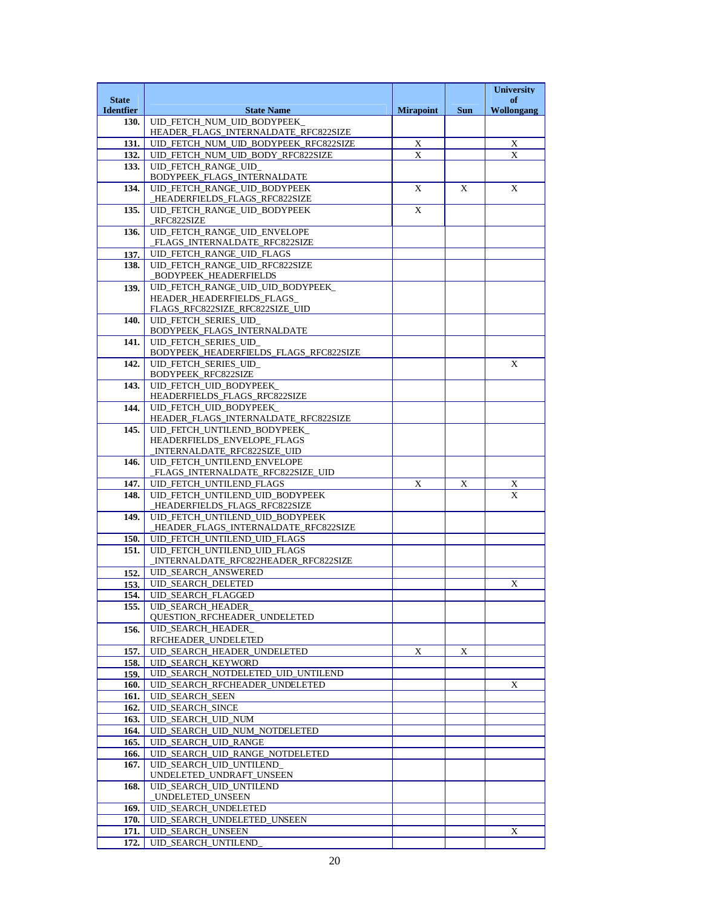| State Identfier | State Name | Mirapoint | Sun | University of Wollongang |
|---|---|---|---|---|
| 130. | UID_FETCH_NUM_UID_BODYPEEK_ HEADER_FLAGS_INTERNALDATE_RFC822SIZE | | | |
| 131. | UID_FETCH_NUM_UID_BODYPEEK_RFC822SIZE | X | | X |
| 132. | UID_FETCH_NUM_UID_BODY_RFC822SIZE | X | | X |
| 133. | UID_FETCH_RANGE_UID_ BODYPEEK_FLAGS_INTERNALDATE | | | |
| 134. | UID_FETCH_RANGE_UID_BODYPEEK _HEADERFIELDS_FLAGS_RFC822SIZE | X | X | X |
| 135. | UID_FETCH_RANGE_UID_BODYPEEK _RFC822SIZE | X | | |
| 136. | UID_FETCH_RANGE_UID_ENVELOPE _FLAGS_INTERNALDATE_RFC822SIZE | | | |
| 137. | UID_FETCH_RANGE_UID_FLAGS | | | |
| 138. | UID_FETCH_RANGE_UID_RFC822SIZE _BODYPEEK_HEADERFIELDS | | | |
| 139. | UID_FETCH_RANGE_UID_UID_BODYPEEK_ HEADER_HEADERFIELDS_FLAGS_ FLAGS_RFC822SIZE_RFC822SIZE_UID | | | |
| 140. | UID_FETCH_SERIES_UID_ BODYPEEK_FLAGS_INTERNALDATE | | | |
| 141. | UID_FETCH_SERIES_UID_ BODYPEEK_HEADERFIELDS_FLAGS_RFC822SIZE | | | |
| 142. | UID_FETCH_SERIES_UID_ BODYPEEK_RFC822SIZE | | | X |
| 143. | UID_FETCH_UID_BODYPEEK_ HEADERFIELDS_FLAGS_RFC822SIZE | | | |
| 144. | UID_FETCH_UID_BODYPEEK_ HEADER_FLAGS_INTERNALDATE_RFC822SIZE | | | |
| 145. | UID_FETCH_UNTILEND_BODYPEEK_ HEADERFIELDS_ENVELOPE_FLAGS _INTERNALDATE_RFC822SIZE_UID | | | |
| 146. | UID_FETCH_UNTILEND_ENVELOPE _FLAGS_INTERNALDATE_RFC822SIZE_UID | | | |
| 147. | UID_FETCH_UNTILEND_FLAGS | X | X | X |
| 148. | UID_FETCH_UNTILEND_UID_BODYPEEK _HEADERFIELDS_FLAGS_RFC822SIZE | | | X |
| 149. | UID_FETCH_UNTILEND_UID_BODYPEEK _HEADER_FLAGS_INTERNALDATE_RFC822SIZE | | | |
| 150. | UID_FETCH_UNTILEND_UID_FLAGS | | | |
| 151. | UID_FETCH_UNTILEND_UID_FLAGS _INTERNALDATE_RFC822HEADER_RFC822SIZE | | | |
| 152. | UID_SEARCH_ANSWERED | | | |
| 153. | UID_SEARCH_DELETED | | | X |
| 154. | UID_SEARCH_FLAGGED | | | |
| 155. | UID_SEARCH_HEADER_ QUESTION_RFCHEADER_UNDELETED | | | |
| 156. | UID_SEARCH_HEADER_ RFCHEADER_UNDELETED | | | |
| 157. | UID_SEARCH_HEADER_UNDELETED | X | X | |
| 158. | UID_SEARCH_KEYWORD | | | |
| 159. | UID_SEARCH_NOTDELETED_UID_UNTILEND | | | |
| 160. | UID_SEARCH_RFCHEADER_UNDELETED | | | X |
| 161. | UID_SEARCH_SEEN | | | |
| 162. | UID_SEARCH_SINCE | | | |
| 163. | UID_SEARCH_UID_NUM | | | |
| 164. | UID_SEARCH_UID_NUM_NOTDELETED | | | |
| 165. | UID_SEARCH_UID_RANGE | | | |
| 166. | UID_SEARCH_UID_RANGE_NOTDELETED | | | |
| 167. | UID_SEARCH_UID_UNTILEND_ UNDELETED_UNDRAFT_UNSEEN | | | |
| 168. | UID_SEARCH_UID_UNTILEND _UNDELETED_UNSEEN | | | |
| 169. | UID_SEARCH_UNDELETED | | | |
| 170. | UID_SEARCH_UNDELETED_UNSEEN | | | |
| 171. | UID_SEARCH_UNSEEN | | | X |
| 172. | UID_SEARCH_UNTILEND_ | | | |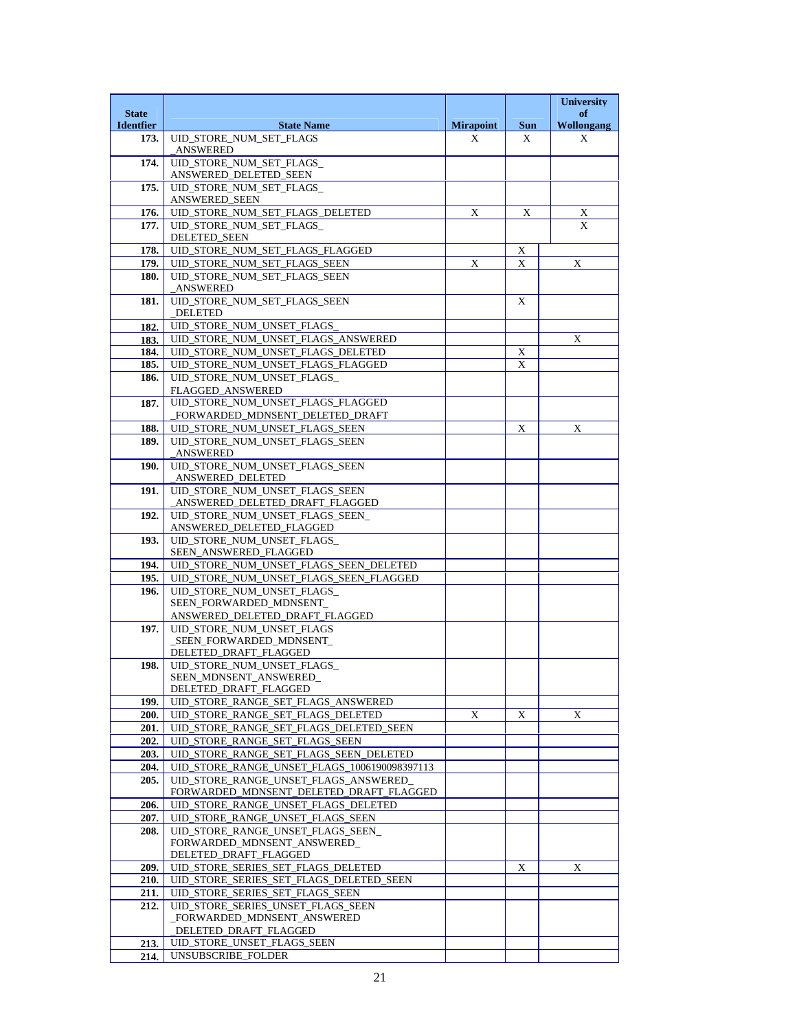| State Identfier | State Name | Mirapoint | Sun | University of Wollongang |
|---|---|---|---|---|
| 173. | UID_STORE_NUM_SET_FLAGS _ANSWERED | X | X | X |
| 174. | UID_STORE_NUM_SET_FLAGS_ ANSWERED_DELETED_SEEN | | | |
| 175. | UID_STORE_NUM_SET_FLAGS_ ANSWERED_SEEN | | | |
| 176. | UID_STORE_NUM_SET_FLAGS_DELETED | X | X | X |
| 177. | UID_STORE_NUM_SET_FLAGS_ DELETED_SEEN | | | X |
| 178. | UID_STORE_NUM_SET_FLAGS_FLAGGED | | X | |
| 179. | UID_STORE_NUM_SET_FLAGS_SEEN | X | X | X |
| 180. | UID_STORE_NUM_SET_FLAGS_SEEN _ANSWERED | | | |
| 181. | UID_STORE_NUM_SET_FLAGS_SEEN _DELETED | | X | |
| 182. | UID_STORE_NUM_UNSET_FLAGS_ | | | |
| 183. | UID_STORE_NUM_UNSET_FLAGS_ANSWERED | | | X |
| 184. | UID_STORE_NUM_UNSET_FLAGS_DELETED | | X | |
| 185. | UID_STORE_NUM_UNSET_FLAGS_FLAGGED | | X | |
| 186. | UID_STORE_NUM_UNSET_FLAGS_ FLAGGED_ANSWERED | | | |
| 187. | UID_STORE_NUM_UNSET_FLAGS_FLAGGED _FORWARDED_MDNSENT_DELETED_DRAFT | | | |
| 188. | UID_STORE_NUM_UNSET_FLAGS_SEEN | | X | X |
| 189. | UID_STORE_NUM_UNSET_FLAGS_SEEN _ANSWERED | | | |
| 190. | UID_STORE_NUM_UNSET_FLAGS_SEEN _ANSWERED_DELETED | | | |
| 191. | UID_STORE_NUM_UNSET_FLAGS_SEEN _ANSWERED_DELETED_DRAFT_FLAGGED | | | |
| 192. | UID_STORE_NUM_UNSET_FLAGS_SEEN_ ANSWERED_DELETED_FLAGGED | | | |
| 193. | UID_STORE_NUM_UNSET_FLAGS_ SEEN_ANSWERED_FLAGGED | | | |
| 194. | UID_STORE_NUM_UNSET_FLAGS_SEEN_DELETED | | | |
| 195. | UID_STORE_NUM_UNSET_FLAGS_SEEN_FLAGGED | | | |
| 196. | UID_STORE_NUM_UNSET_FLAGS_ SEEN_FORWARDED_MDNSENT_ ANSWERED_DELETED_DRAFT_FLAGGED | | | |
| 197. | UID_STORE_NUM_UNSET_FLAGS _SEEN_FORWARDED_MDNSENT_ DELETED_DRAFT_FLAGGED | | | |
| 198. | UID_STORE_NUM_UNSET_FLAGS_ SEEN_MDNSENT_ANSWERED_ DELETED_DRAFT_FLAGGED | | | |
| 199. | UID_STORE_RANGE_SET_FLAGS_ANSWERED | | | |
| 200. | UID_STORE_RANGE_SET_FLAGS_DELETED | X | X | X |
| 201. | UID_STORE_RANGE_SET_FLAGS_DELETED_SEEN | | | |
| 202. | UID_STORE_RANGE_SET_FLAGS_SEEN | | | |
| 203. | UID_STORE_RANGE_SET_FLAGS_SEEN_DELETED | | | |
| 204. | UID_STORE_RANGE_UNSET_FLAGS_1006190098397113 | | | |
| 205. | UID_STORE_RANGE_UNSET_FLAGS_ANSWERED_ FORWARDED_MDNSENT_DELETED_FLAGGED | | | |
| 206. | UID_STORE_RANGE_UNSET_FLAGS_DELETED | | | |
| 207. | UID_STORE_RANGE_UNSET_FLAGS_SEEN | | | |
| 208. | UID_STORE_RANGE_UNSET_FLAGS_SEEN_ FORWARDED_MDNSENT_ANSWERED_ DELETED_DRAFT_FLAGGED | | | |
| 209. | UID_STORE_SERIES_SET_FLAGS_DELETED | | X | X |
| 210. | UID_STORE_SERIES_SET_FLAGS_DELETED_SEEN | | | |
| 211. | UID_STORE_SERIES_SET_FLAGS_SEEN | | | |
| 212. | UID_STORE_SERIES_UNSET_FLAGS_SEEN _FORWARDED_MDNSENT_ANSWERED _DELETED_DRAFT_FLAGGED | | | |
| 213. | UID_STORE_UNSET_FLAGS_SEEN | | | |
| 214. | UNSUBSCRIBE_FOLDER | | | |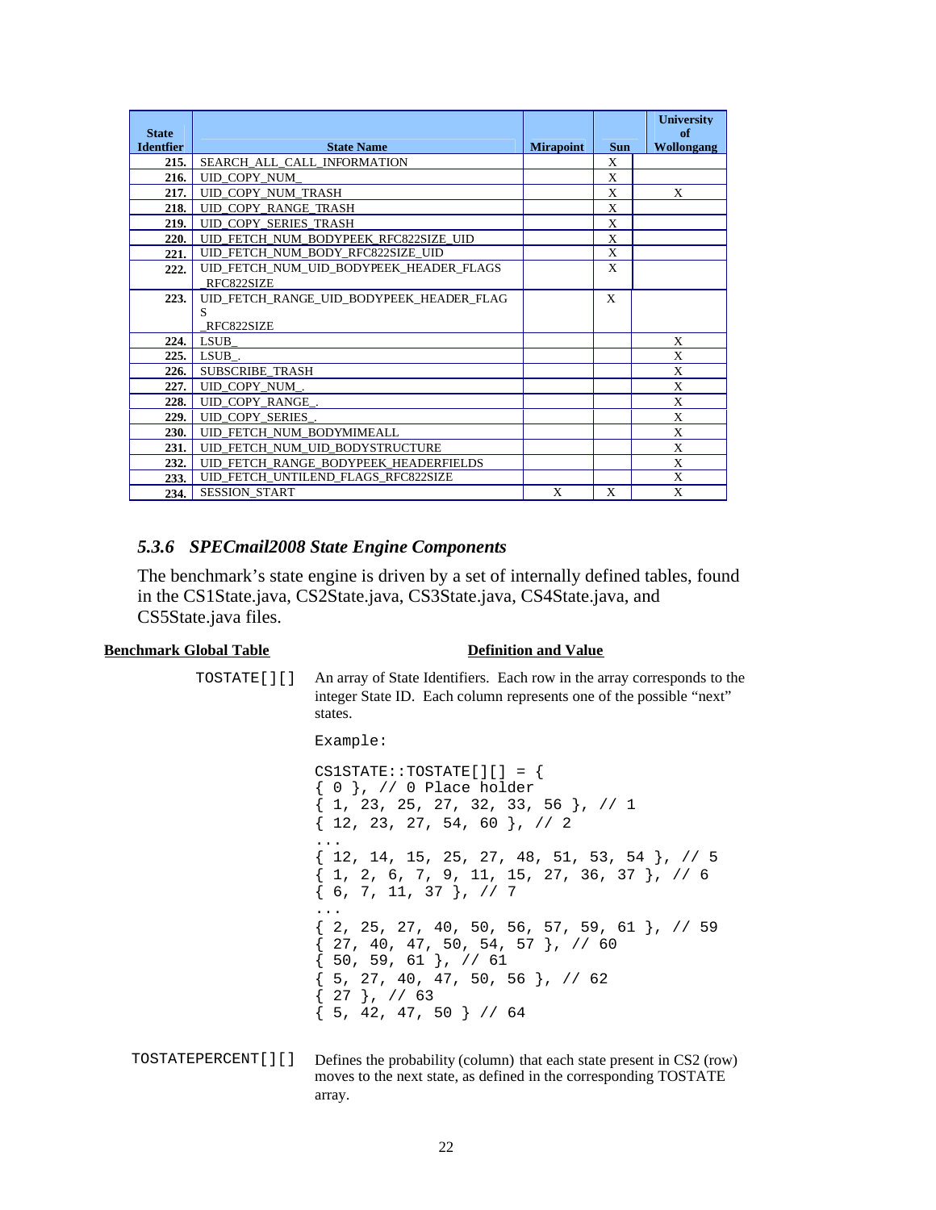| State Identfier | State Name | Mirapoint | Sun | University of Wollongang |
|---|---|---|---|---|
| 215. | SEARCH_ALL_CALL_INFORMATION | | X | |
| 216. | UID_COPY_NUM_ | | X | |
| 217. | UID_COPY_NUM_TRASH | | X | X |
| 218. | UID_COPY_RANGE_TRASH | | X | |
| 219. | UID_COPY_SERIES_TRASH | | X | |
| 220. | UID_FETCH_NUM_BODYPEEK_RFC822SIZE_UID | | X | |
| 221. | UID_FETCH_NUM_BODY_RFC822SIZE_UID | | X | |
| 222. | UID_FETCH_NUM_UID_BODYPEEK_HEADER_FLAGS _RFC822SIZE | | X | |
| 223. | UID_FETCH_RANGE_UID_BODYPEEK_HEADER_FLAG S _RFC822SIZE | | X | |
| 224. | LSUB_ | | | X |
| 225. | LSUB_. | | | X |
| 226. | SUBSCRIBE_TRASH | | | X |
| 227. | UID_COPY_NUM_. | | | X |
| 228. | UID_COPY_RANGE_. | | | X |
| 229. | UID_COPY_SERIES_. | | | X |
| 230. | UID_FETCH_NUM_BODYMIMEALL | | | X |
| 231. | UID_FETCH_NUM_UID_BODYSTRUCTURE | | | X |
| 232. | UID_FETCH_RANGE_BODYPEEK_HEADERFIELDS | | | X |
| 233. | UID_FETCH_UNTILEND_FLAGS_RFC822SIZE | | | X |
| 234. | SESSION_START | X | X | X |

### *5.3.6 SPECmail2008 State Engine Components*

The benchmark's state engine is driven by a set of internally defined tables, found in the CS1State.java, CS2State.java, CS3State.java, CS4State.java, and CS5State.java files.

| **Benchmark Global Table** | **Definition and Value** |
|---|---|
| TOSTATE[][] | An array of State Identifiers. Each row in the array corresponds to the integer State ID. Each column represents one of the possible "next" states. |

Example:

```
CS1STATE::TOSTATE[][] = {
{ 0 }, // 0 Place holder
{ 1, 23, 25, 27, 32, 33, 56 }, // 1
{ 12, 23, 27, 54, 60 }, // 2
...
{ 12, 14, 15, 25, 27, 48, 51, 53, 54 }, // 5
{ 1, 2, 6, 7, 9, 11, 15, 27, 36, 37 }, // 6
{ 6, 7, 11, 37 }, // 7
...
{ 2, 25, 27, 40, 50, 56, 57, 59, 61 }, // 59
{ 27, 40, 47, 50, 54, 57 }, // 60
{ 50, 59, 61 }, // 61
{ 5, 27, 40, 47, 50, 56 }, // 62
{ 27 }, // 63
{ 5, 42, 47, 50 } // 64
```

| | |
|---|---|
| TOSTATEPERCENT[][] | Defines the probability (column) that each state present in CS2 (row) moves to the next state, as defined in the corresponding TOSTATE array. |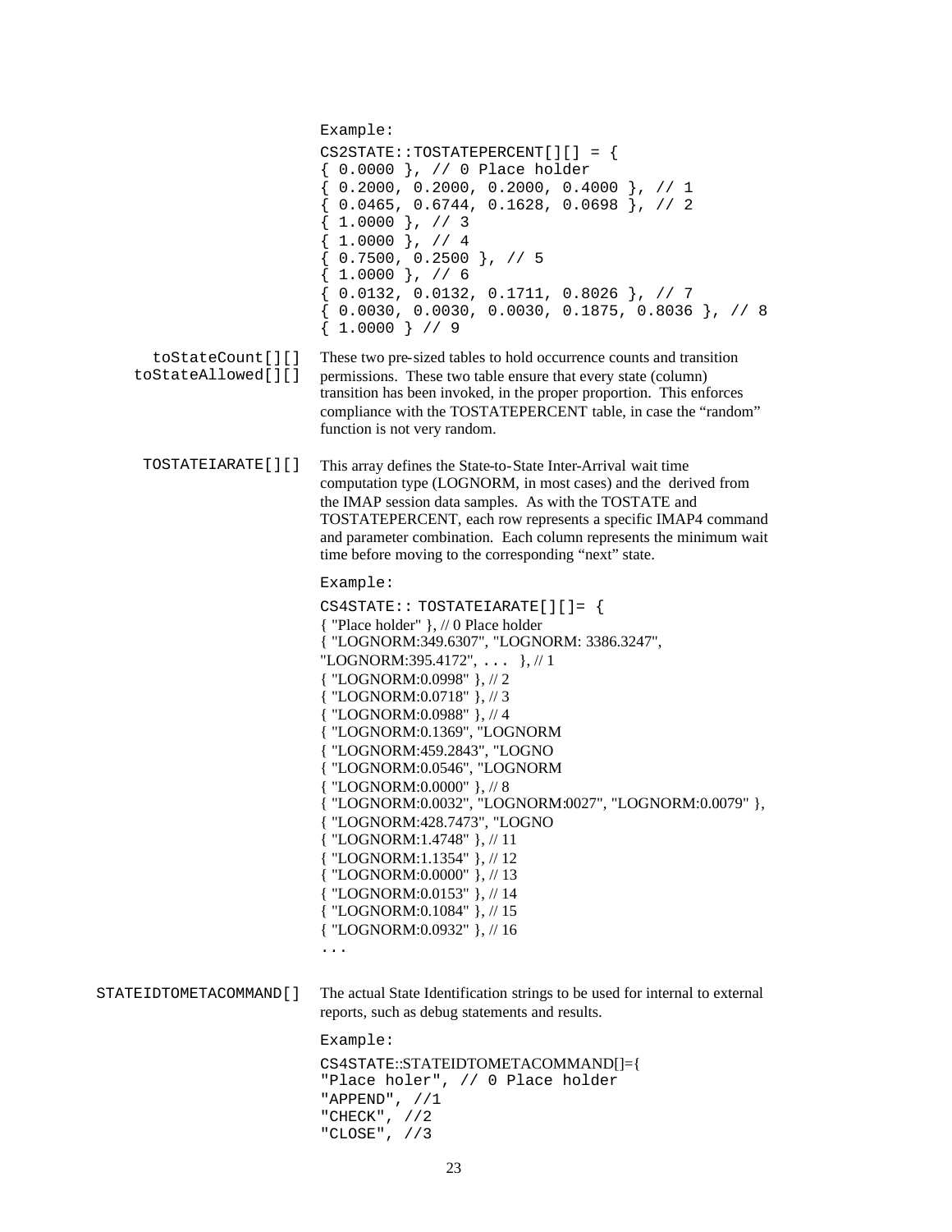Example:

```
CS2STATE::TOSTATEPERCENT[][] = {
{ 0.0000 }, // 0 Place holder
{ 0.2000, 0.2000, 0.2000, 0.4000 }, // 1
{ 0.0465, 0.6744, 0.1628, 0.0698 }, // 2
{ 1.0000 }, // 3
{ 1.0000 }, // 4
{ 0.7500, 0.2500 }, // 5
{ 1.0000 }, // 6
{ 0.0132, 0.0132, 0.1711, 0.8026 }, // 7
{ 0.0030, 0.0030, 0.0030, 0.1875, 0.8036 }, // 8
{ 1.0000 } // 9
```

**toStateCount[][]**
**toStateAllowed[][]**

These two pre-sized tables to hold occurrence counts and transition permissions. These two table ensure that every state (column) transition has been invoked, in the proper proportion. This enforces compliance with the TOSTATEPERCENT table, in case the "random" function is not very random.

**TOSTATEIARATE[][]**

This array defines the State-to-State Inter-Arrival wait time computation type (LOGNORM, in most cases) and the derived from the IMAP session data samples. As with the TOSTATE and TOSTATEPERCENT, each row represents a specific IMAP4 command and parameter combination. Each column represents the minimum wait time before moving to the corresponding "next" state.

Example:

```
CS4STATE:: TOSTATEIARATE[][]= {
{ "Place holder" }, // 0 Place holder
{ "LOGNORM:349.6307", "LOGNORM: 3386.3247",
"LOGNORM:395.4172", ... }, // 1
{ "LOGNORM:0.0998" }, // 2
{ "LOGNORM:0.0718" }, // 3
{ "LOGNORM:0.0988" }, // 4
{ "LOGNORM:0.1369", "LOGNORM
{ "LOGNORM:459.2843", "LOGNO
{ "LOGNORM:0.0546", "LOGNORM
{ "LOGNORM:0.0000" }, // 8
{ "LOGNORM:0.0032", "LOGNORM:0027", "LOGNORM:0.0079" },
{ "LOGNORM:428.7473", "LOGNO
{ "LOGNORM:1.4748" }, // 11
{ "LOGNORM:1.1354" }, // 12
{ "LOGNORM:0.0000" }, // 13
{ "LOGNORM:0.0153" }, // 14
{ "LOGNORM:0.1084" }, // 15
{ "LOGNORM:0.0932" }, // 16
...
```

**STATEIDTOMETACOMMAND[]**

The actual State Identification strings to be used for internal to external reports, such as debug statements and results.

Example:

```
CS4STATE::STATEIDTOMETACOMMAND[]={
"Place holer", // 0 Place holder
"APPEND", //1
"CHECK", //2
"CLOSE", //3
```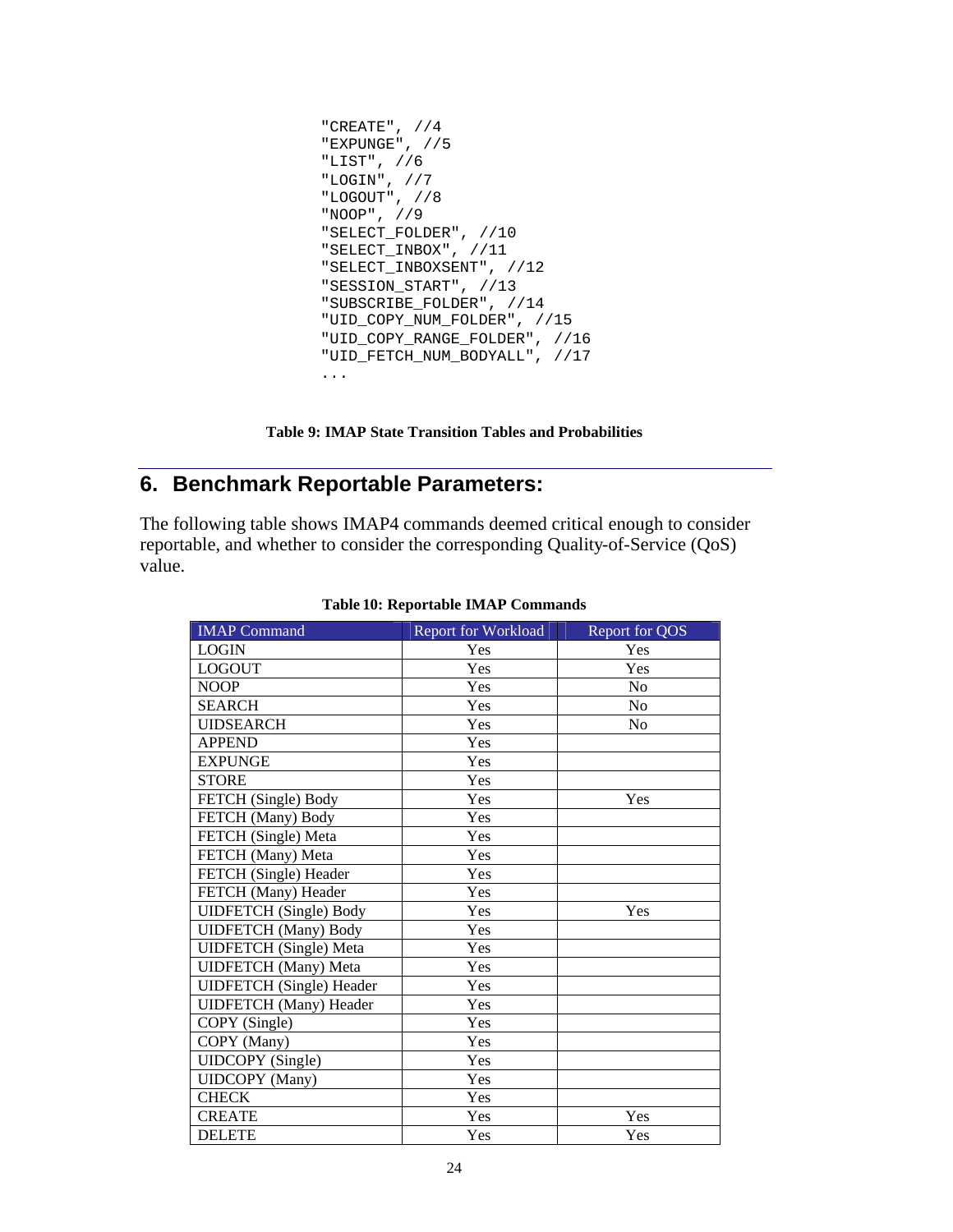```
"CREATE", //4
"EXPUNGE", //5
"LIST", //6
"LOGIN", //7
"LOGOUT", //8
"NOOP", //9
"SELECT_FOLDER", //10
"SELECT_INBOX", //11
"SELECT_INBOXSENT", //12
"SESSION_START", //13
"SUBSCRIBE_FOLDER", //14
"UID_COPY_NUM_FOLDER", //15
"UID_COPY_RANGE_FOLDER", //16
"UID_FETCH_NUM_BODYALL", //17
...
```

**Table 9: IMAP State Transition Tables and Probabilities**

## 6. Benchmark Reportable Parameters:

The following table shows IMAP4 commands deemed critical enough to consider reportable, and whether to consider the corresponding Quality-of-Service (QoS) value.

**Table 10: Reportable IMAP Commands**

| IMAP Command | Report for Workload | Report for QOS |
|---|---|---|
| LOGIN | Yes | Yes |
| LOGOUT | Yes | Yes |
| NOOP | Yes | No |
| SEARCH | Yes | No |
| UIDSEARCH | Yes | No |
| APPEND | Yes | |
| EXPUNGE | Yes | |
| STORE | Yes | |
| FETCH (Single) Body | Yes | Yes |
| FETCH (Many) Body | Yes | |
| FETCH (Single) Meta | Yes | |
| FETCH (Many) Meta | Yes | |
| FETCH (Single) Header | Yes | |
| FETCH (Many) Header | Yes | |
| UIDFETCH (Single) Body | Yes | Yes |
| UIDFETCH (Many) Body | Yes | |
| UIDFETCH (Single) Meta | Yes | |
| UIDFETCH (Many) Meta | Yes | |
| UIDFETCH (Single) Header | Yes | |
| UIDFETCH (Many) Header | Yes | |
| COPY (Single) | Yes | |
| COPY (Many) | Yes | |
| UIDCOPY (Single) | Yes | |
| UIDCOPY (Many) | Yes | |
| CHECK | Yes | |
| CREATE | Yes | Yes |
| DELETE | Yes | Yes |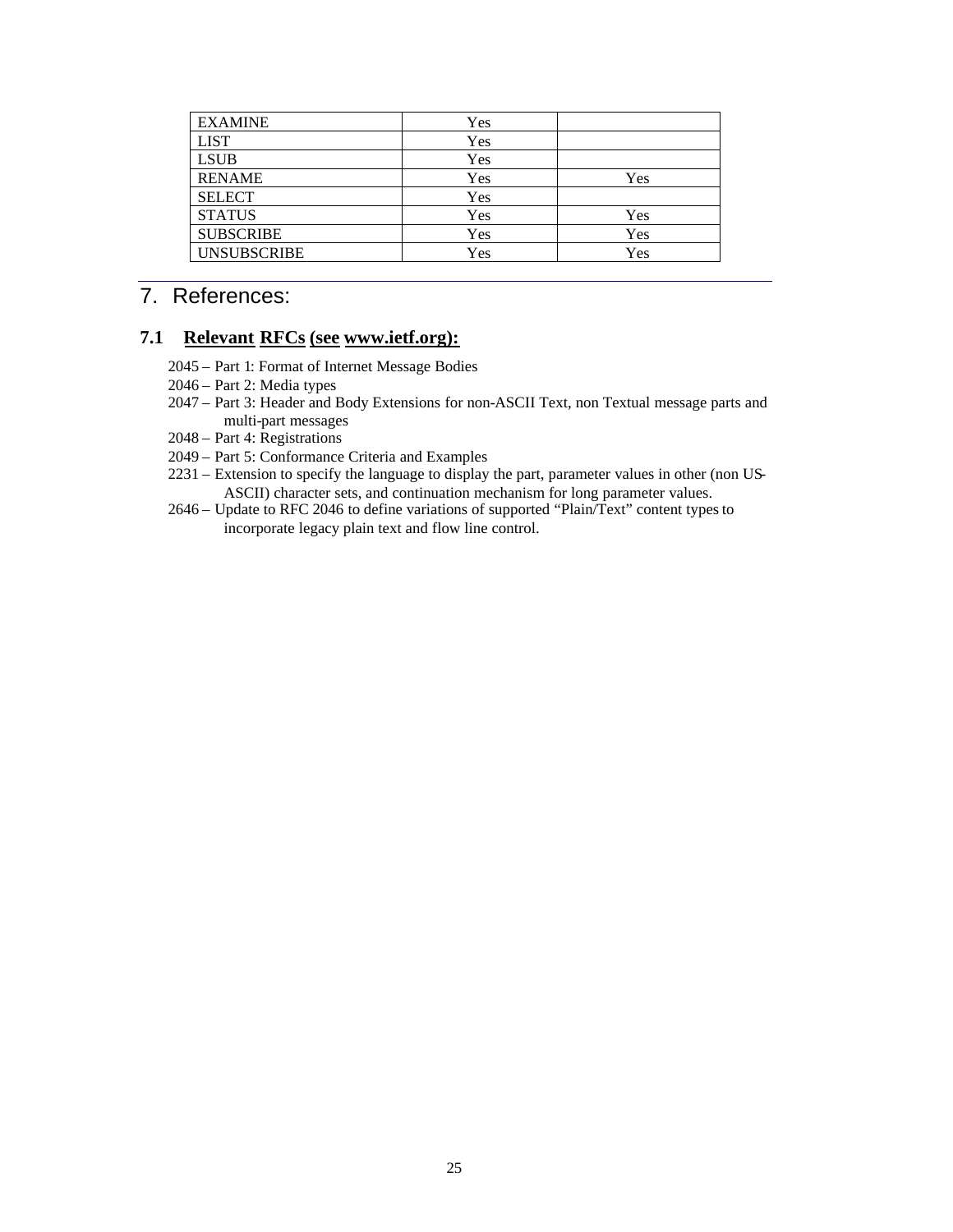| | | |
|---|---|---|
| EXAMINE | Yes | |
| LIST | Yes | |
| LSUB | Yes | |
| RENAME | Yes | Yes |
| SELECT | Yes | |
| STATUS | Yes | Yes |
| SUBSCRIBE | Yes | Yes |
| UNSUBSCRIBE | Yes | Yes |

# 7. References:

## 7.1 Relevant RFCs (see www.ietf.org):

2045 – Part 1: Format of Internet Message Bodies

2046 – Part 2: Media types

2047 – Part 3: Header and Body Extensions for non-ASCII Text, non Textual message parts and multi-part messages

2048 – Part 4: Registrations

2049 – Part 5: Conformance Criteria and Examples

2231 – Extension to specify the language to display the part, parameter values in other (non US-ASCII) character sets, and continuation mechanism for long parameter values.

2646 – Update to RFC 2046 to define variations of supported “Plain/Text” content types to incorporate legacy plain text and flow line control.